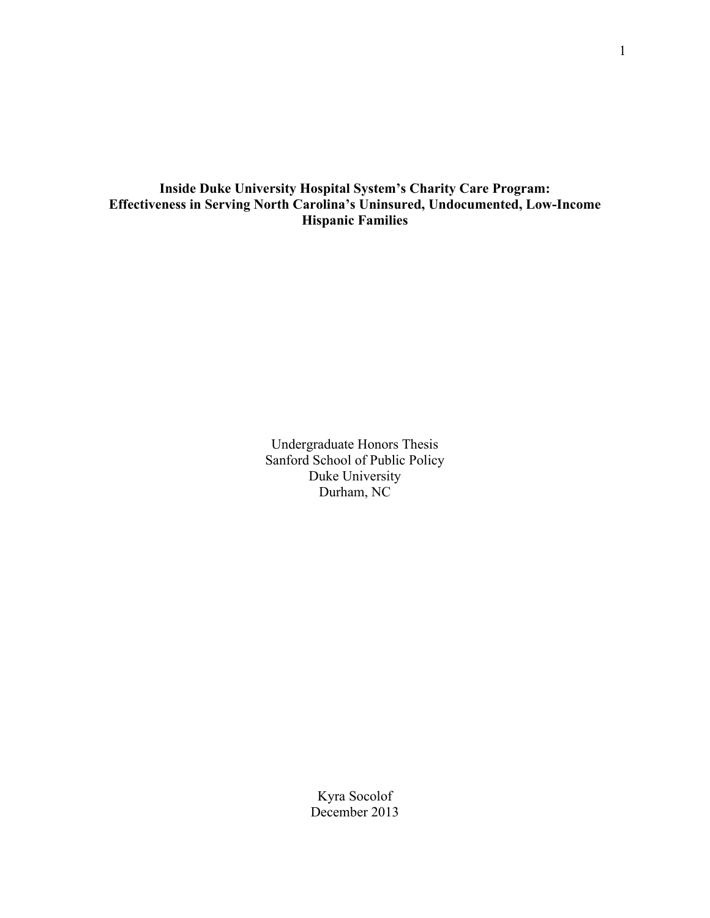# Inside Duke University Hospital System's Charity Care Program: Effectiveness in Serving North Carolina's Uninsured, Undocumented, Low-Income Hispanic Families

Undergraduate Honors Thesis
Sanford School of Public Policy
Duke University
Durham, NC

Kyra Socolof
December 2013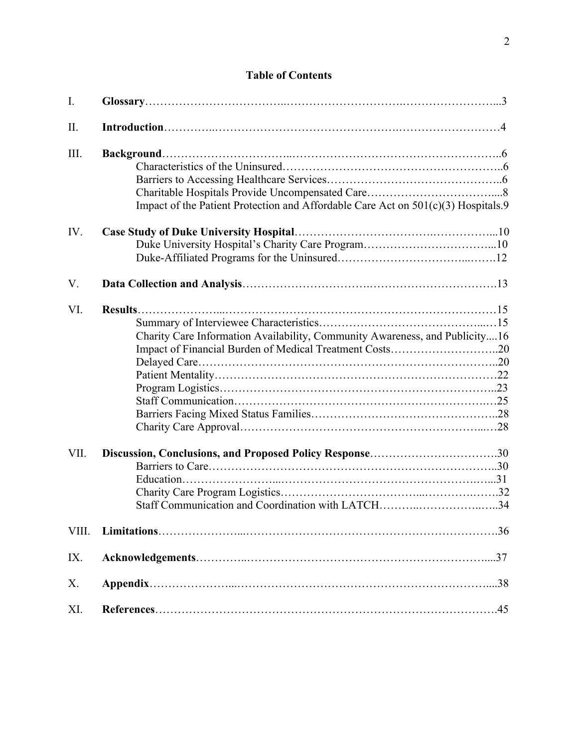# Table of Contents

I. **Glossary**……………………………………………………………………………………...3

II. **Introduction**……………………………………………………………………………………4

III. **Background**……………………………………………………………………………………..6
   - Characteristics of the Uninsured……………………………………………………..6
   - Barriers to Accessing Healthcare Services……………………………………………..6
   - Charitable Hospitals Provide Uncompensated Care……………………………….....8
   - Impact of the Patient Protection and Affordable Care Act on 501(c)(3) Hospitals.9

IV. **Case Study of Duke University Hospital**…………………………………………………...10
   - Duke University Hospital's Charity Care Program…………………………………...10
   - Duke-Affiliated Programs for the Uninsured…………………………………..…….12

V. **Data Collection and Analysis**……………………………………………………………….13

VI. **Results**………………………………………………………………………………………15
   - Summary of Interviewee Characteristics……………………………………………...15
   - Charity Care Information Availability, Community Awareness, and Publicity....16
   - Impact of Financial Burden of Medical Treatment Costs………………………..20
   - Delayed Care…………………………………………………………………………..20
   - Patient Mentality……………………………………………………………………22
   - Program Logistics…………………………………………………………………..23
   - Staff Communication………………………………………………………………25
   - Barriers Facing Mixed Status Families…………………………………………..28
   - Charity Care Approval…………………………………………………………...…28

VII. **Discussion, Conclusions, and Proposed Policy Response**…………………………….30
   - Barriers to Care…………………………………………………………………..30
   - Education…………………………………………………………………………...31
   - Charity Care Program Logistics…………………………………………………….32
   - Staff Communication and Coordination with LATCH……………………………..34

VIII. **Limitations**…………………………………………………………………………….36

IX. **Acknowledgements**……………………………………………………………………....37

X. **Appendix**………………………………………………………………………………....38

XI. **References**………………………………………………………………………………….45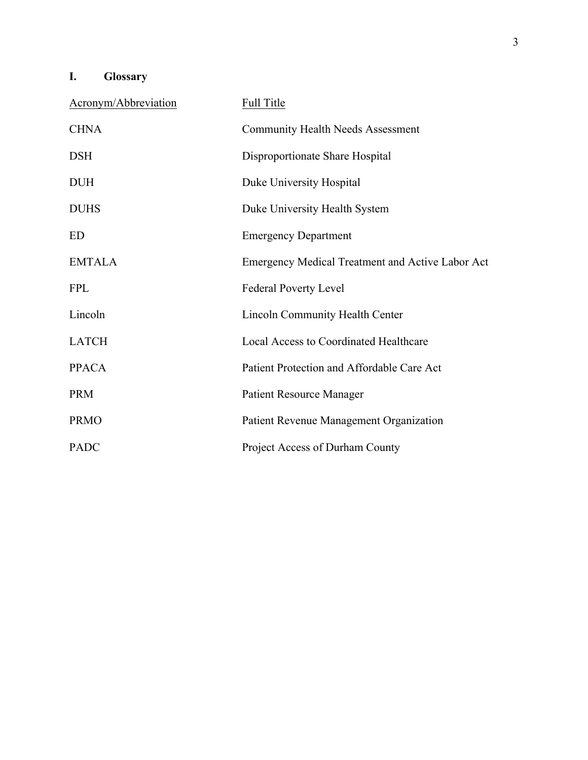## I. Glossary

| Acronym/Abbreviation | Full Title |
|---|---|
| CHNA | Community Health Needs Assessment |
| DSH | Disproportionate Share Hospital |
| DUH | Duke University Hospital |
| DUHS | Duke University Health System |
| ED | Emergency Department |
| EMTALA | Emergency Medical Treatment and Active Labor Act |
| FPL | Federal Poverty Level |
| Lincoln | Lincoln Community Health Center |
| LATCH | Local Access to Coordinated Healthcare |
| PPACA | Patient Protection and Affordable Care Act |
| PRM | Patient Resource Manager |
| PRMO | Patient Revenue Management Organization |
| PADC | Project Access of Durham County |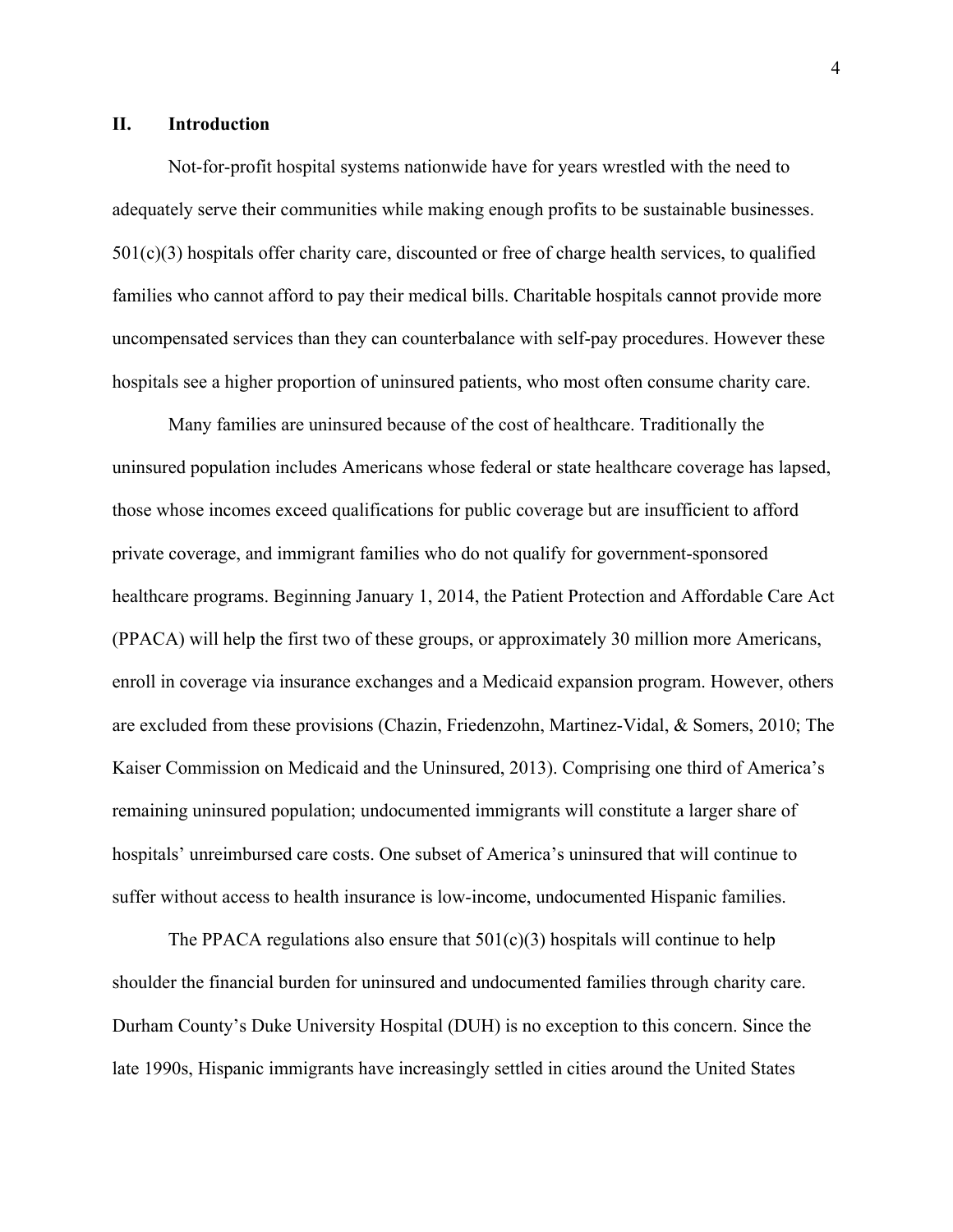## II. Introduction

Not-for-profit hospital systems nationwide have for years wrestled with the need to adequately serve their communities while making enough profits to be sustainable businesses. 501(c)(3) hospitals offer charity care, discounted or free of charge health services, to qualified families who cannot afford to pay their medical bills. Charitable hospitals cannot provide more uncompensated services than they can counterbalance with self-pay procedures. However these hospitals see a higher proportion of uninsured patients, who most often consume charity care.

Many families are uninsured because of the cost of healthcare. Traditionally the uninsured population includes Americans whose federal or state healthcare coverage has lapsed, those whose incomes exceed qualifications for public coverage but are insufficient to afford private coverage, and immigrant families who do not qualify for government-sponsored healthcare programs. Beginning January 1, 2014, the Patient Protection and Affordable Care Act (PPACA) will help the first two of these groups, or approximately 30 million more Americans, enroll in coverage via insurance exchanges and a Medicaid expansion program. However, others are excluded from these provisions (Chazin, Friedenzohn, Martinez-Vidal, & Somers, 2010; The Kaiser Commission on Medicaid and the Uninsured, 2013). Comprising one third of America's remaining uninsured population; undocumented immigrants will constitute a larger share of hospitals' unreimbursed care costs. One subset of America's uninsured that will continue to suffer without access to health insurance is low-income, undocumented Hispanic families.

The PPACA regulations also ensure that 501(c)(3) hospitals will continue to help shoulder the financial burden for uninsured and undocumented families through charity care. Durham County's Duke University Hospital (DUH) is no exception to this concern. Since the late 1990s, Hispanic immigrants have increasingly settled in cities around the United States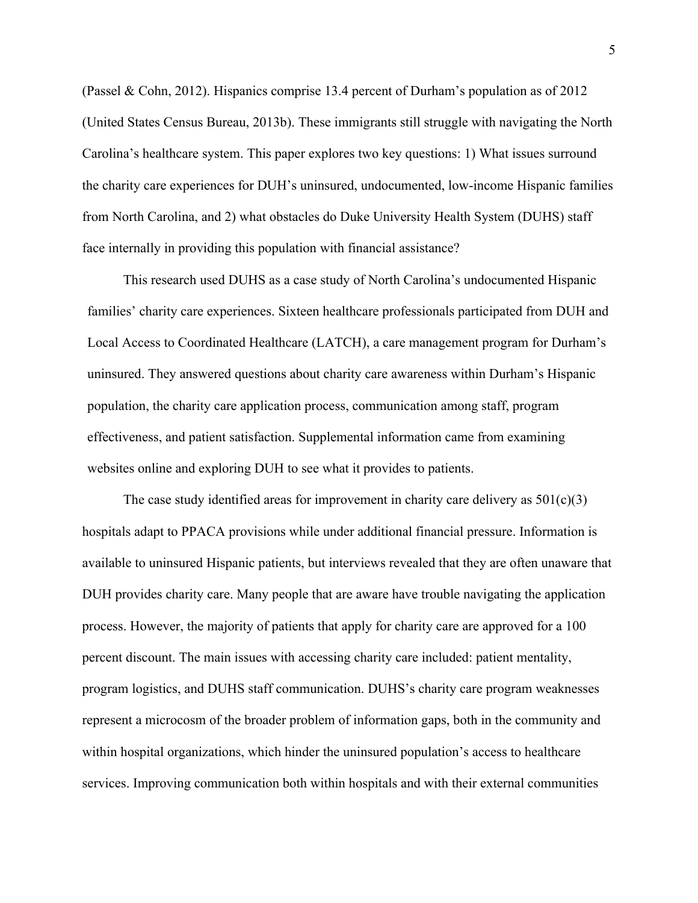(Passel & Cohn, 2012). Hispanics comprise 13.4 percent of Durham's population as of 2012 (United States Census Bureau, 2013b). These immigrants still struggle with navigating the North Carolina's healthcare system. This paper explores two key questions: 1) What issues surround the charity care experiences for DUH's uninsured, undocumented, low-income Hispanic families from North Carolina, and 2) what obstacles do Duke University Health System (DUHS) staff face internally in providing this population with financial assistance?

This research used DUHS as a case study of North Carolina's undocumented Hispanic families' charity care experiences. Sixteen healthcare professionals participated from DUH and Local Access to Coordinated Healthcare (LATCH), a care management program for Durham's uninsured. They answered questions about charity care awareness within Durham's Hispanic population, the charity care application process, communication among staff, program effectiveness, and patient satisfaction. Supplemental information came from examining websites online and exploring DUH to see what it provides to patients.

The case study identified areas for improvement in charity care delivery as 501(c)(3) hospitals adapt to PPACA provisions while under additional financial pressure. Information is available to uninsured Hispanic patients, but interviews revealed that they are often unaware that DUH provides charity care. Many people that are aware have trouble navigating the application process. However, the majority of patients that apply for charity care are approved for a 100 percent discount. The main issues with accessing charity care included: patient mentality, program logistics, and DUHS staff communication. DUHS's charity care program weaknesses represent a microcosm of the broader problem of information gaps, both in the community and within hospital organizations, which hinder the uninsured population's access to healthcare services. Improving communication both within hospitals and with their external communities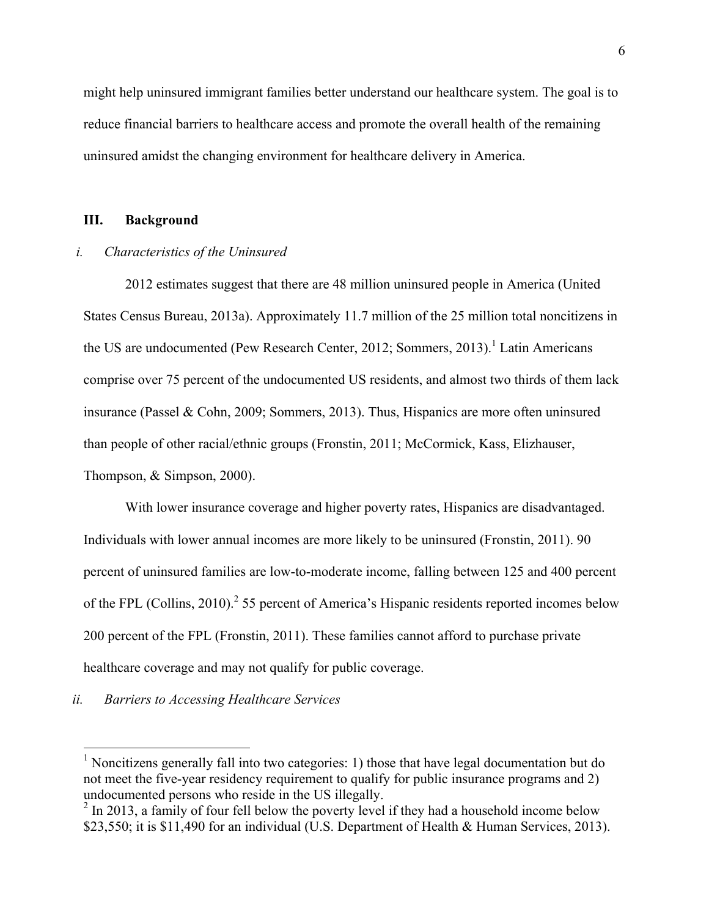might help uninsured immigrant families better understand our healthcare system. The goal is to reduce financial barriers to healthcare access and promote the overall health of the remaining uninsured amidst the changing environment for healthcare delivery in America.

## III. Background

### *i. Characteristics of the Uninsured*

2012 estimates suggest that there are 48 million uninsured people in America (United States Census Bureau, 2013a). Approximately 11.7 million of the 25 million total noncitizens in the US are undocumented (Pew Research Center, 2012; Sommers, 2013).[1] Latin Americans comprise over 75 percent of the undocumented US residents, and almost two thirds of them lack insurance (Passel & Cohn, 2009; Sommers, 2013). Thus, Hispanics are more often uninsured than people of other racial/ethnic groups (Fronstin, 2011; McCormick, Kass, Elizhauser, Thompson, & Simpson, 2000).

With lower insurance coverage and higher poverty rates, Hispanics are disadvantaged. Individuals with lower annual incomes are more likely to be uninsured (Fronstin, 2011). 90 percent of uninsured families are low-to-moderate income, falling between 125 and 400 percent of the FPL (Collins, 2010).[2] 55 percent of America's Hispanic residents reported incomes below 200 percent of the FPL (Fronstin, 2011). These families cannot afford to purchase private healthcare coverage and may not qualify for public coverage.

### *ii. Barriers to Accessing Healthcare Services*

---

[1] Noncitizens generally fall into two categories: 1) those that have legal documentation but do not meet the five-year residency requirement to qualify for public insurance programs and 2) undocumented persons who reside in the US illegally.

[2] In 2013, a family of four fell below the poverty level if they had a household income below $23,550; it is $11,490 for an individual (U.S. Department of Health & Human Services, 2013).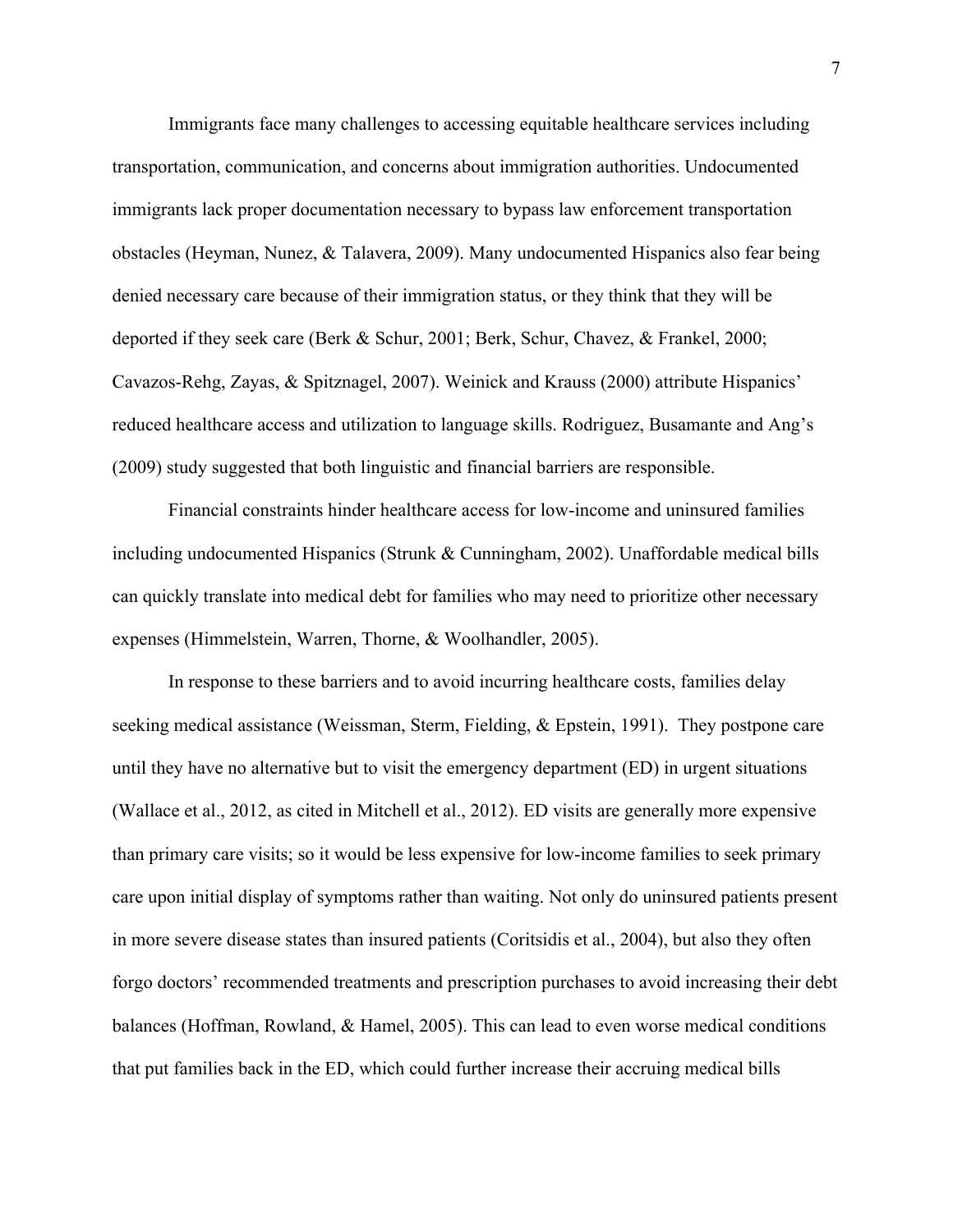Immigrants face many challenges to accessing equitable healthcare services including transportation, communication, and concerns about immigration authorities. Undocumented immigrants lack proper documentation necessary to bypass law enforcement transportation obstacles (Heyman, Nunez, & Talavera, 2009). Many undocumented Hispanics also fear being denied necessary care because of their immigration status, or they think that they will be deported if they seek care (Berk & Schur, 2001; Berk, Schur, Chavez, & Frankel, 2000; Cavazos-Rehg, Zayas, & Spitznagel, 2007). Weinick and Krauss (2000) attribute Hispanics' reduced healthcare access and utilization to language skills. Rodriguez, Busamante and Ang's (2009) study suggested that both linguistic and financial barriers are responsible.

Financial constraints hinder healthcare access for low-income and uninsured families including undocumented Hispanics (Strunk & Cunningham, 2002). Unaffordable medical bills can quickly translate into medical debt for families who may need to prioritize other necessary expenses (Himmelstein, Warren, Thorne, & Woolhandler, 2005).

In response to these barriers and to avoid incurring healthcare costs, families delay seeking medical assistance (Weissman, Sterm, Fielding, & Epstein, 1991). They postpone care until they have no alternative but to visit the emergency department (ED) in urgent situations (Wallace et al., 2012, as cited in Mitchell et al., 2012). ED visits are generally more expensive than primary care visits; so it would be less expensive for low-income families to seek primary care upon initial display of symptoms rather than waiting. Not only do uninsured patients present in more severe disease states than insured patients (Coritsidis et al., 2004), but also they often forgo doctors' recommended treatments and prescription purchases to avoid increasing their debt balances (Hoffman, Rowland, & Hamel, 2005). This can lead to even worse medical conditions that put families back in the ED, which could further increase their accruing medical bills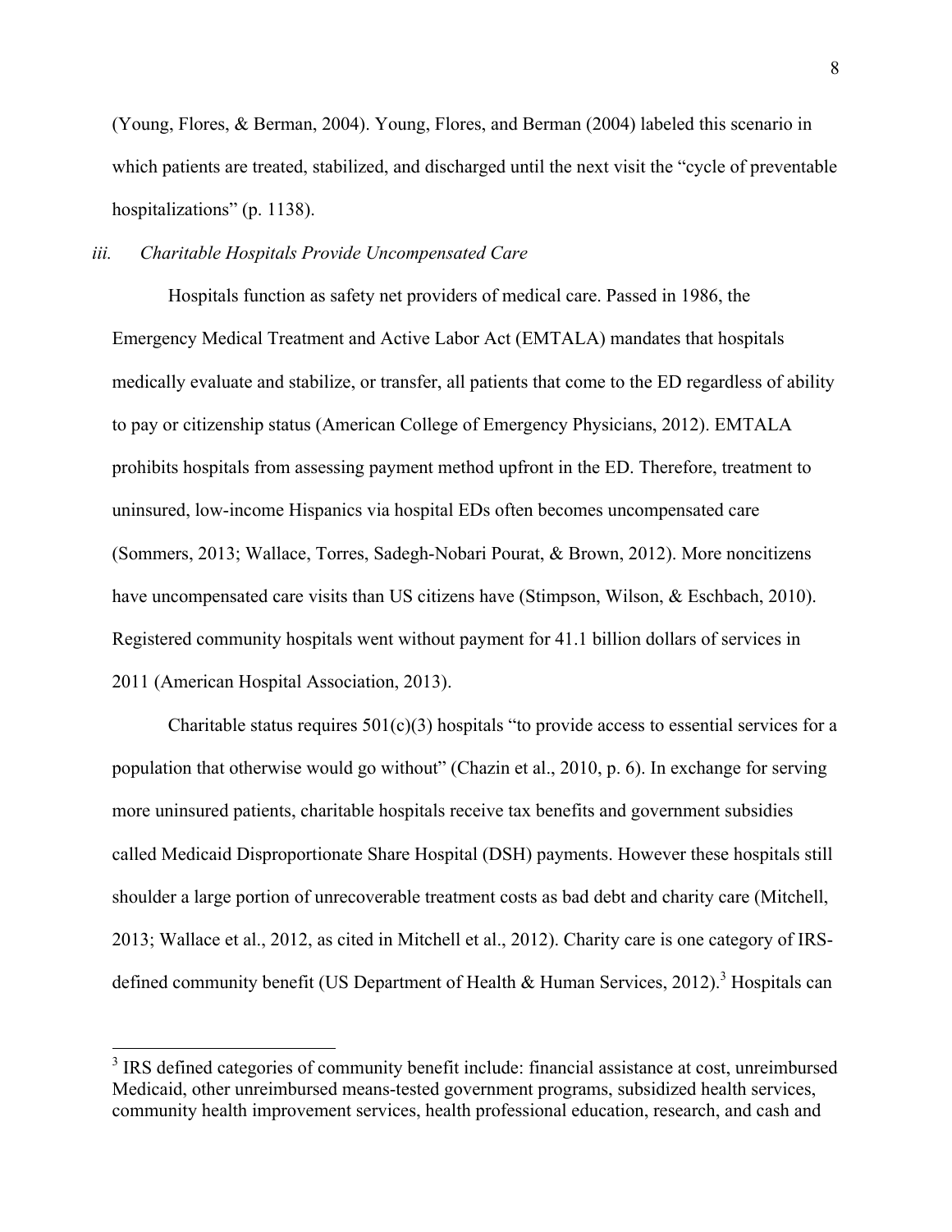(Young, Flores, & Berman, 2004). Young, Flores, and Berman (2004) labeled this scenario in which patients are treated, stabilized, and discharged until the next visit the "cycle of preventable hospitalizations" (p. 1138).

*iii. Charitable Hospitals Provide Uncompensated Care*

Hospitals function as safety net providers of medical care. Passed in 1986, the Emergency Medical Treatment and Active Labor Act (EMTALA) mandates that hospitals medically evaluate and stabilize, or transfer, all patients that come to the ED regardless of ability to pay or citizenship status (American College of Emergency Physicians, 2012). EMTALA prohibits hospitals from assessing payment method upfront in the ED. Therefore, treatment to uninsured, low-income Hispanics via hospital EDs often becomes uncompensated care (Sommers, 2013; Wallace, Torres, Sadegh-Nobari Pourat, & Brown, 2012). More noncitizens have uncompensated care visits than US citizens have (Stimpson, Wilson, & Eschbach, 2010). Registered community hospitals went without payment for 41.1 billion dollars of services in 2011 (American Hospital Association, 2013).

Charitable status requires 501(c)(3) hospitals "to provide access to essential services for a population that otherwise would go without" (Chazin et al., 2010, p. 6). In exchange for serving more uninsured patients, charitable hospitals receive tax benefits and government subsidies called Medicaid Disproportionate Share Hospital (DSH) payments. However these hospitals still shoulder a large portion of unrecoverable treatment costs as bad debt and charity care (Mitchell, 2013; Wallace et al., 2012, as cited in Mitchell et al., 2012). Charity care is one category of IRS-defined community benefit (US Department of Health & Human Services, 2012).[3] Hospitals can

[3] IRS defined categories of community benefit include: financial assistance at cost, unreimbursed Medicaid, other unreimbursed means-tested government programs, subsidized health services, community health improvement services, health professional education, research, and cash and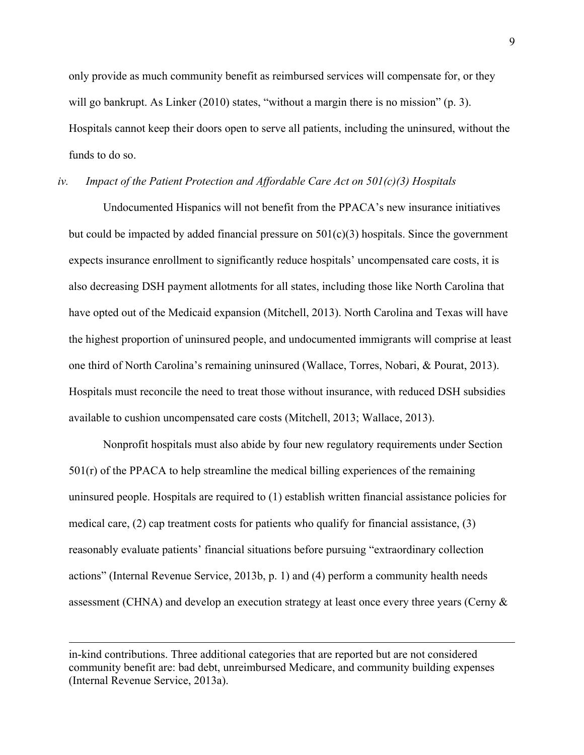only provide as much community benefit as reimbursed services will compensate for, or they will go bankrupt. As Linker (2010) states, "without a margin there is no mission" (p. 3). Hospitals cannot keep their doors open to serve all patients, including the uninsured, without the funds to do so.

### *iv. Impact of the Patient Protection and Affordable Care Act on 501(c)(3) Hospitals*

Undocumented Hispanics will not benefit from the PPACA's new insurance initiatives but could be impacted by added financial pressure on 501(c)(3) hospitals. Since the government expects insurance enrollment to significantly reduce hospitals' uncompensated care costs, it is also decreasing DSH payment allotments for all states, including those like North Carolina that have opted out of the Medicaid expansion (Mitchell, 2013). North Carolina and Texas will have the highest proportion of uninsured people, and undocumented immigrants will comprise at least one third of North Carolina's remaining uninsured (Wallace, Torres, Nobari, & Pourat, 2013). Hospitals must reconcile the need to treat those without insurance, with reduced DSH subsidies available to cushion uncompensated care costs (Mitchell, 2013; Wallace, 2013).

Nonprofit hospitals must also abide by four new regulatory requirements under Section 501(r) of the PPACA to help streamline the medical billing experiences of the remaining uninsured people. Hospitals are required to (1) establish written financial assistance policies for medical care, (2) cap treatment costs for patients who qualify for financial assistance, (3) reasonably evaluate patients' financial situations before pursuing "extraordinary collection actions" (Internal Revenue Service, 2013b, p. 1) and (4) perform a community health needs assessment (CHNA) and develop an execution strategy at least once every three years (Cerny &

---

in-kind contributions. Three additional categories that are reported but are not considered community benefit are: bad debt, unreimbursed Medicare, and community building expenses (Internal Revenue Service, 2013a).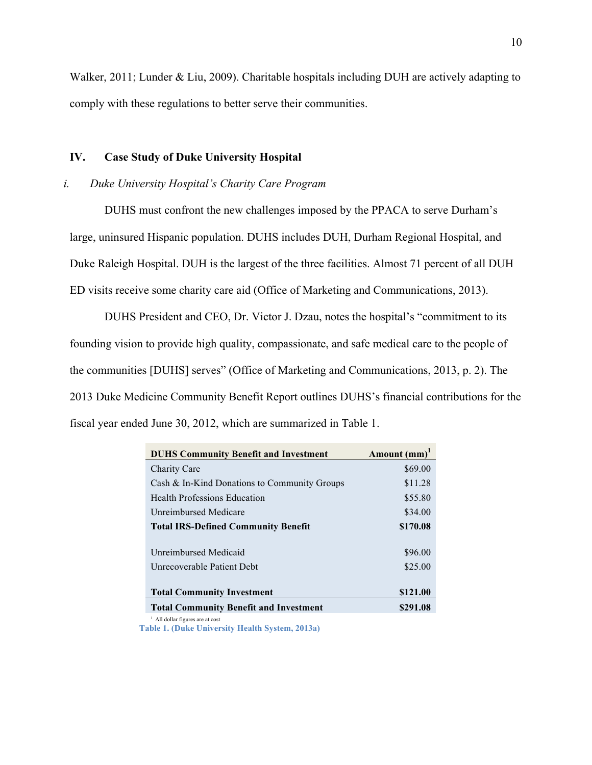Walker, 2011; Lunder & Liu, 2009). Charitable hospitals including DUH are actively adapting to comply with these regulations to better serve their communities.

## IV. Case Study of Duke University Hospital

### *i. Duke University Hospital's Charity Care Program*

DUHS must confront the new challenges imposed by the PPACA to serve Durham's large, uninsured Hispanic population. DUHS includes DUH, Durham Regional Hospital, and Duke Raleigh Hospital. DUH is the largest of the three facilities. Almost 71 percent of all DUH ED visits receive some charity care aid (Office of Marketing and Communications, 2013).

DUHS President and CEO, Dr. Victor J. Dzau, notes the hospital's "commitment to its founding vision to provide high quality, compassionate, and safe medical care to the people of the communities [DUHS] serves" (Office of Marketing and Communications, 2013, p. 2). The 2013 Duke Medicine Community Benefit Report outlines DUHS's financial contributions for the fiscal year ended June 30, 2012, which are summarized in Table 1.

| DUHS Community Benefit and Investment | Amount (mm)[1] |
|---|---|
| Charity Care | $69.00 |
| Cash & In-Kind Donations to Community Groups | $11.28 |
| Health Professions Education | $55.80 |
| Unreimbursed Medicare | $34.00 |
| **Total IRS-Defined Community Benefit** | **$170.08** |
| Unreimbursed Medicaid | $96.00 |
| Unrecoverable Patient Debt | $25.00 |
| **Total Community Investment** | **$121.00** |
| **Total Community Benefit and Investment** | **$291.08** |

[1] All dollar figures are at cost

**Table 1. (Duke University Health System, 2013a)**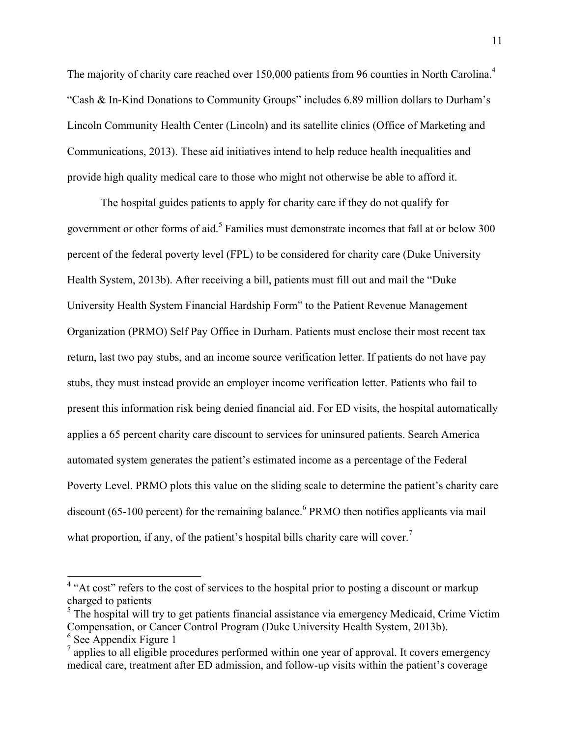The majority of charity care reached over 150,000 patients from 96 counties in North Carolina.[4] "Cash & In-Kind Donations to Community Groups" includes 6.89 million dollars to Durham's Lincoln Community Health Center (Lincoln) and its satellite clinics (Office of Marketing and Communications, 2013). These aid initiatives intend to help reduce health inequalities and provide high quality medical care to those who might not otherwise be able to afford it.

The hospital guides patients to apply for charity care if they do not qualify for government or other forms of aid.[5] Families must demonstrate incomes that fall at or below 300 percent of the federal poverty level (FPL) to be considered for charity care (Duke University Health System, 2013b). After receiving a bill, patients must fill out and mail the "Duke University Health System Financial Hardship Form" to the Patient Revenue Management Organization (PRMO) Self Pay Office in Durham. Patients must enclose their most recent tax return, last two pay stubs, and an income source verification letter. If patients do not have pay stubs, they must instead provide an employer income verification letter. Patients who fail to present this information risk being denied financial aid. For ED visits, the hospital automatically applies a 65 percent charity care discount to services for uninsured patients. Search America automated system generates the patient's estimated income as a percentage of the Federal Poverty Level. PRMO plots this value on the sliding scale to determine the patient's charity care discount (65-100 percent) for the remaining balance.[6] PRMO then notifies applicants via mail what proportion, if any, of the patient's hospital bills charity care will cover.[7]

---

[4] "At cost" refers to the cost of services to the hospital prior to posting a discount or markup charged to patients

[5] The hospital will try to get patients financial assistance via emergency Medicaid, Crime Victim Compensation, or Cancer Control Program (Duke University Health System, 2013b).

[6] See Appendix Figure 1

[7] applies to all eligible procedures performed within one year of approval. It covers emergency medical care, treatment after ED admission, and follow-up visits within the patient's coverage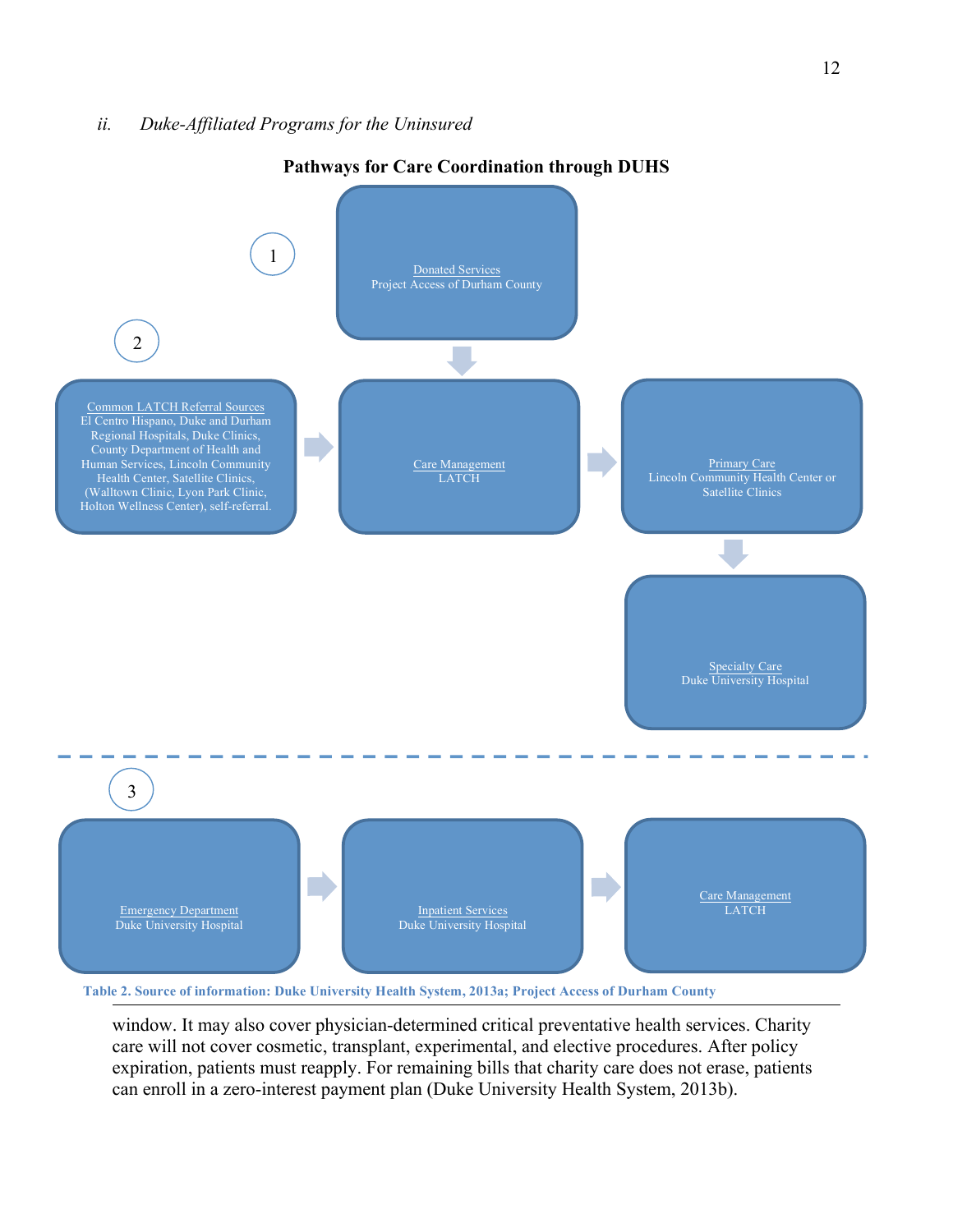*ii. Duke-Affiliated Programs for the Uninsured*

**Pathways for Care Coordination through DUHS**

1

Donated Services
Project Access of Durham County

2

Common LATCH Referral Sources
El Centro Hispano, Duke and Durham Regional Hospitals, Duke Clinics, County Department of Health and Human Services, Lincoln Community Health Center, Satellite Clinics, (Walltown Clinic, Lyon Park Clinic, Holton Wellness Center), self-referral.

Care Management
LATCH

Primary Care
Lincoln Community Health Center or Satellite Clinics

Specialty Care
Duke University Hospital

3

Emergency Department
Duke University Hospital

Inpatient Services
Duke University Hospital

Care Management
LATCH

**Table 2. Source of information: Duke University Health System, 2013a; Project Access of Durham County**

window. It may also cover physician-determined critical preventative health services. Charity care will not cover cosmetic, transplant, experimental, and elective procedures. After policy expiration, patients must reapply. For remaining bills that charity care does not erase, patients can enroll in a zero-interest payment plan (Duke University Health System, 2013b).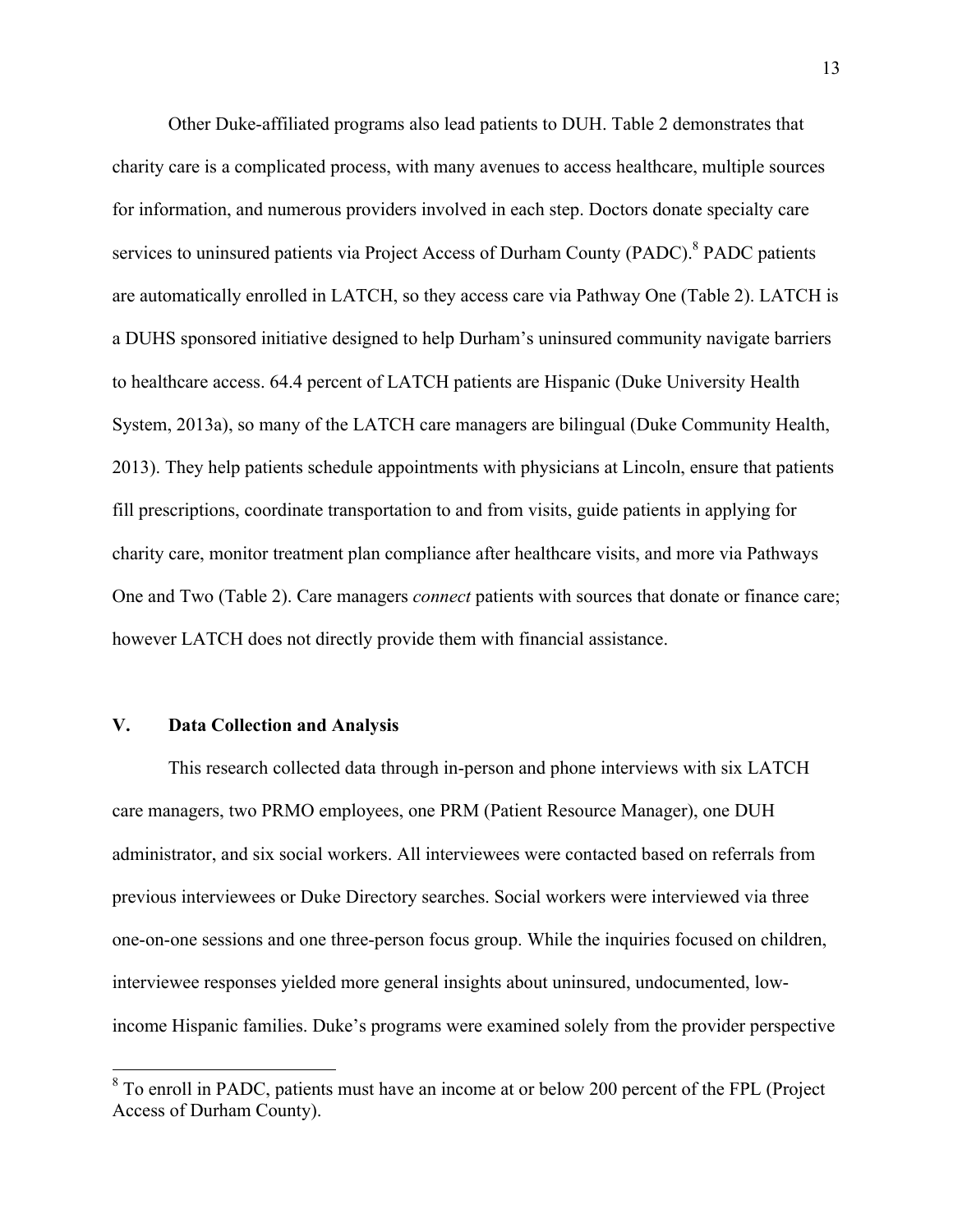Other Duke-affiliated programs also lead patients to DUH. Table 2 demonstrates that charity care is a complicated process, with many avenues to access healthcare, multiple sources for information, and numerous providers involved in each step. Doctors donate specialty care services to uninsured patients via Project Access of Durham County (PADC).[8] PADC patients are automatically enrolled in LATCH, so they access care via Pathway One (Table 2). LATCH is a DUHS sponsored initiative designed to help Durham's uninsured community navigate barriers to healthcare access. 64.4 percent of LATCH patients are Hispanic (Duke University Health System, 2013a), so many of the LATCH care managers are bilingual (Duke Community Health, 2013). They help patients schedule appointments with physicians at Lincoln, ensure that patients fill prescriptions, coordinate transportation to and from visits, guide patients in applying for charity care, monitor treatment plan compliance after healthcare visits, and more via Pathways One and Two (Table 2). Care managers *connect* patients with sources that donate or finance care; however LATCH does not directly provide them with financial assistance.

## V. Data Collection and Analysis

This research collected data through in-person and phone interviews with six LATCH care managers, two PRMO employees, one PRM (Patient Resource Manager), one DUH administrator, and six social workers. All interviewees were contacted based on referrals from previous interviewees or Duke Directory searches. Social workers were interviewed via three one-on-one sessions and one three-person focus group. While the inquiries focused on children, interviewee responses yielded more general insights about uninsured, undocumented, low-income Hispanic families. Duke's programs were examined solely from the provider perspective

[8] To enroll in PADC, patients must have an income at or below 200 percent of the FPL (Project Access of Durham County).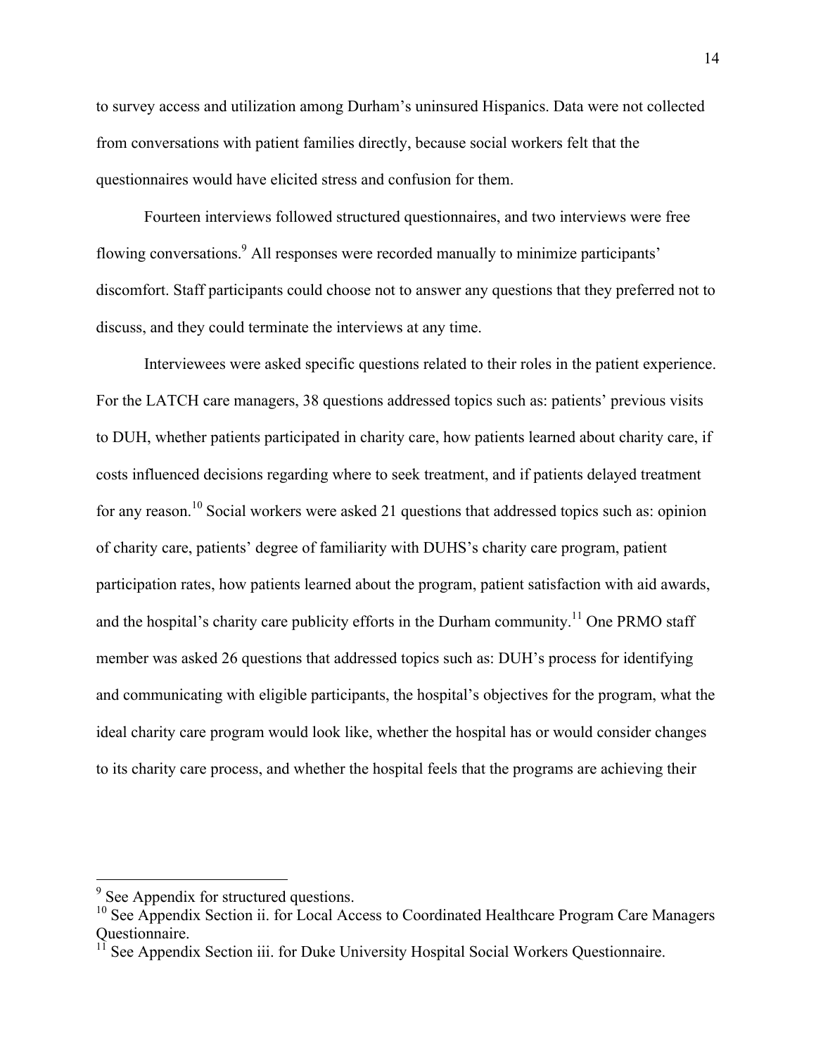to survey access and utilization among Durham's uninsured Hispanics. Data were not collected from conversations with patient families directly, because social workers felt that the questionnaires would have elicited stress and confusion for them.

Fourteen interviews followed structured questionnaires, and two interviews were free flowing conversations.[9] All responses were recorded manually to minimize participants' discomfort. Staff participants could choose not to answer any questions that they preferred not to discuss, and they could terminate the interviews at any time.

Interviewees were asked specific questions related to their roles in the patient experience. For the LATCH care managers, 38 questions addressed topics such as: patients' previous visits to DUH, whether patients participated in charity care, how patients learned about charity care, if costs influenced decisions regarding where to seek treatment, and if patients delayed treatment for any reason.[10] Social workers were asked 21 questions that addressed topics such as: opinion of charity care, patients' degree of familiarity with DUHS's charity care program, patient participation rates, how patients learned about the program, patient satisfaction with aid awards, and the hospital's charity care publicity efforts in the Durham community.[11] One PRMO staff member was asked 26 questions that addressed topics such as: DUH's process for identifying and communicating with eligible participants, the hospital's objectives for the program, what the ideal charity care program would look like, whether the hospital has or would consider changes to its charity care process, and whether the hospital feels that the programs are achieving their

---

[9] See Appendix for structured questions.

[10] See Appendix Section ii. for Local Access to Coordinated Healthcare Program Care Managers Questionnaire.

[11] See Appendix Section iii. for Duke University Hospital Social Workers Questionnaire.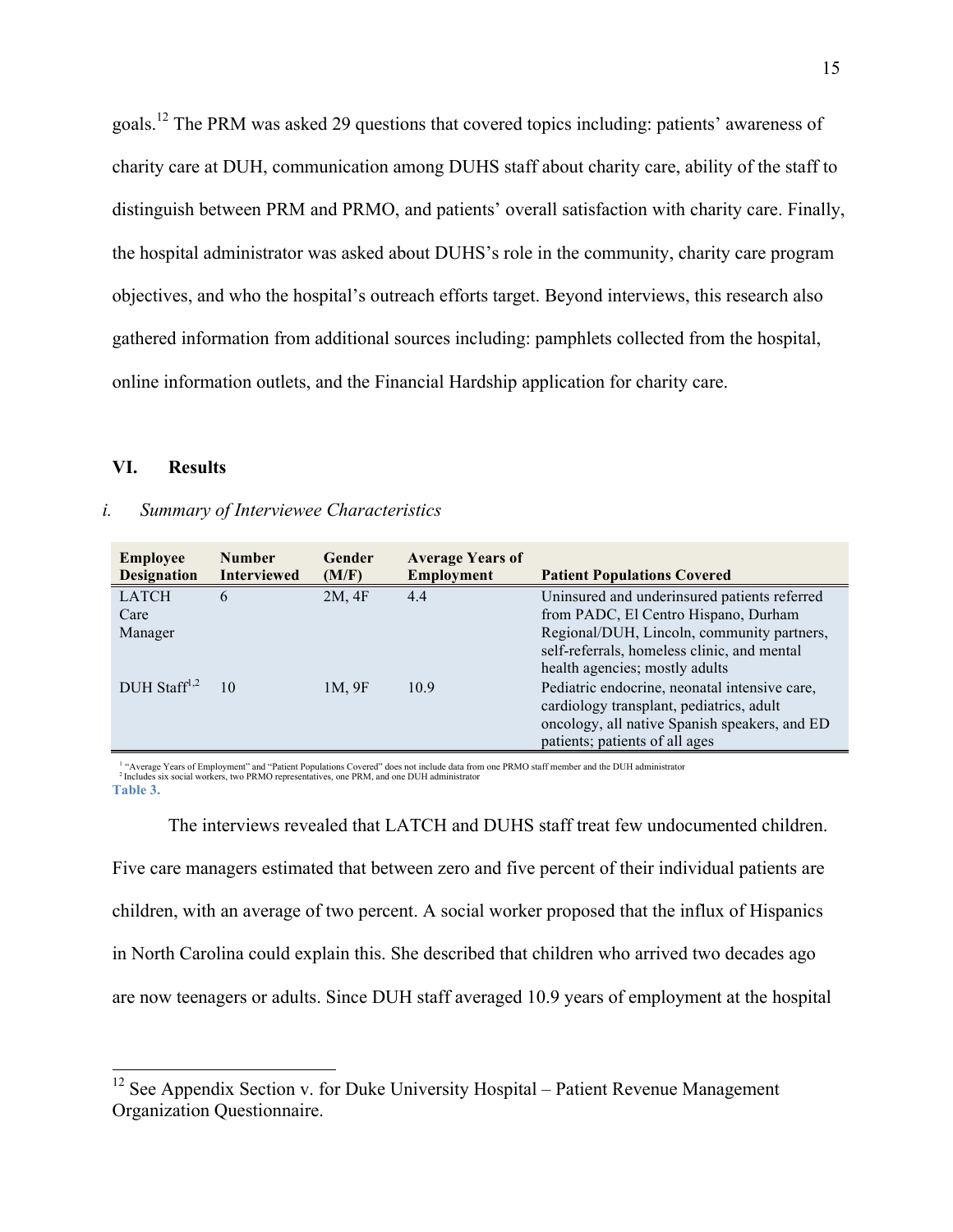goals.[12] The PRM was asked 29 questions that covered topics including: patients' awareness of charity care at DUH, communication among DUHS staff about charity care, ability of the staff to distinguish between PRM and PRMO, and patients' overall satisfaction with charity care. Finally, the hospital administrator was asked about DUHS's role in the community, charity care program objectives, and who the hospital's outreach efforts target. Beyond interviews, this research also gathered information from additional sources including: pamphlets collected from the hospital, online information outlets, and the Financial Hardship application for charity care.

## VI. Results

### *i. Summary of Interviewee Characteristics*

| Employee Designation | Number Interviewed | Gender (M/F) | Average Years of Employment | Patient Populations Covered |
|---|---|---|---|---|
| LATCH Care Manager | 6 | 2M, 4F | 4.4 | Uninsured and underinsured patients referred from PADC, El Centro Hispano, Durham Regional/DUH, Lincoln, community partners, self-referrals, homeless clinic, and mental health agencies; mostly adults |
| DUH Staff[1,2] | 10 | 1M, 9F | 10.9 | Pediatric endocrine, neonatal intensive care, cardiology transplant, pediatrics, adult oncology, all native Spanish speakers, and ED patients; patients of all ages |

[1] "Average Years of Employment" and "Patient Populations Covered" does not include data from one PRMO staff member and the DUH administrator
[2] Includes six social workers, two PRMO representatives, one PRM, and one DUH administrator

**Table 3.**

The interviews revealed that LATCH and DUHS staff treat few undocumented children. Five care managers estimated that between zero and five percent of their individual patients are children, with an average of two percent. A social worker proposed that the influx of Hispanics in North Carolina could explain this. She described that children who arrived two decades ago are now teenagers or adults. Since DUH staff averaged 10.9 years of employment at the hospital

[12] See Appendix Section v. for Duke University Hospital – Patient Revenue Management Organization Questionnaire.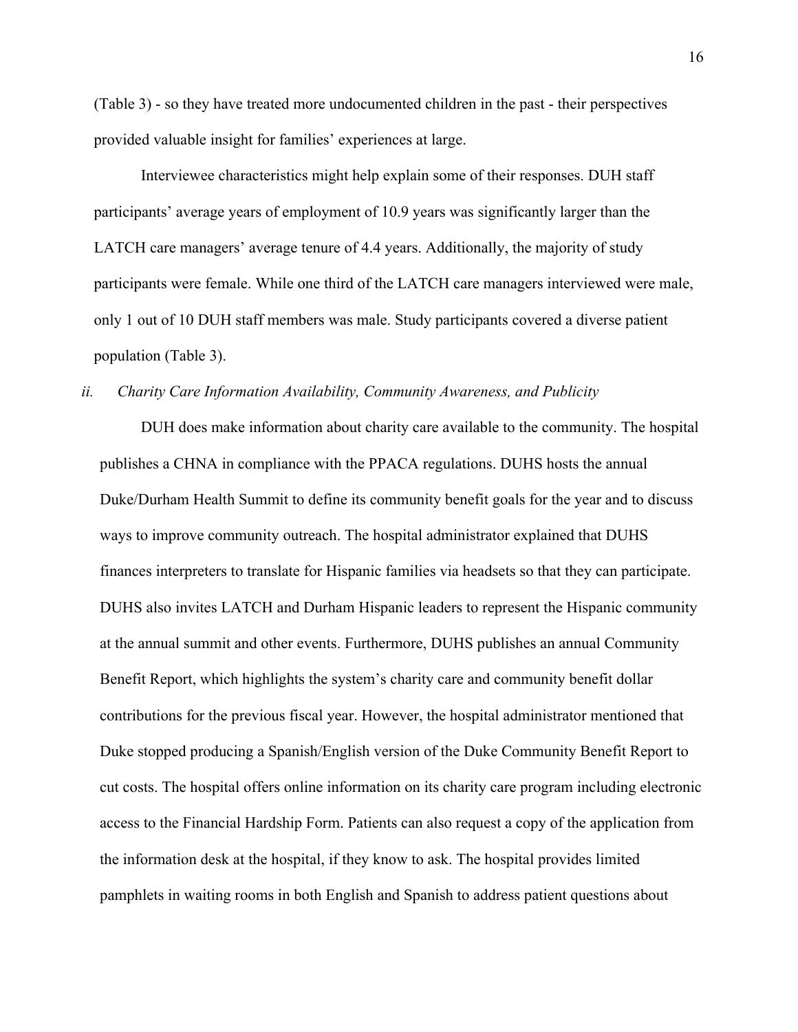(Table 3) - so they have treated more undocumented children in the past - their perspectives provided valuable insight for families' experiences at large.

Interviewee characteristics might help explain some of their responses. DUH staff participants' average years of employment of 10.9 years was significantly larger than the LATCH care managers' average tenure of 4.4 years. Additionally, the majority of study participants were female. While one third of the LATCH care managers interviewed were male, only 1 out of 10 DUH staff members was male. Study participants covered a diverse patient population (Table 3).

### *ii. Charity Care Information Availability, Community Awareness, and Publicity*

DUH does make information about charity care available to the community. The hospital publishes a CHNA in compliance with the PPACA regulations. DUHS hosts the annual Duke/Durham Health Summit to define its community benefit goals for the year and to discuss ways to improve community outreach. The hospital administrator explained that DUHS finances interpreters to translate for Hispanic families via headsets so that they can participate. DUHS also invites LATCH and Durham Hispanic leaders to represent the Hispanic community at the annual summit and other events. Furthermore, DUHS publishes an annual Community Benefit Report, which highlights the system's charity care and community benefit dollar contributions for the previous fiscal year. However, the hospital administrator mentioned that Duke stopped producing a Spanish/English version of the Duke Community Benefit Report to cut costs. The hospital offers online information on its charity care program including electronic access to the Financial Hardship Form. Patients can also request a copy of the application from the information desk at the hospital, if they know to ask. The hospital provides limited pamphlets in waiting rooms in both English and Spanish to address patient questions about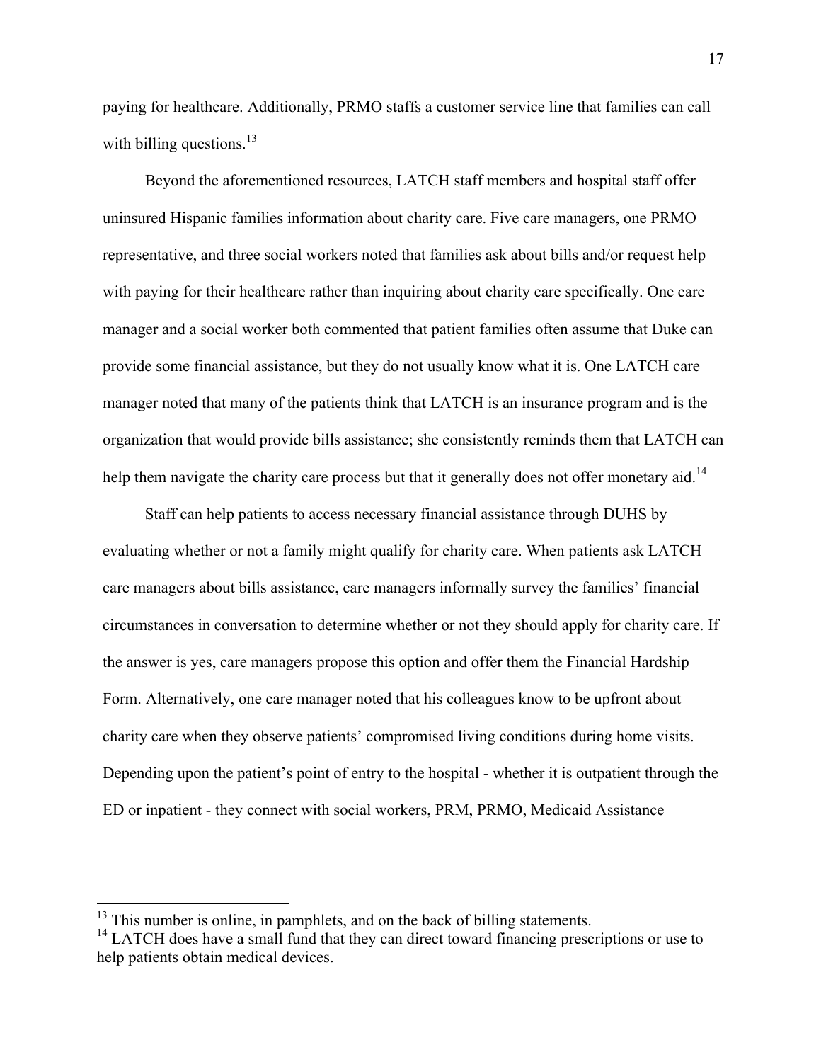paying for healthcare. Additionally, PRMO staffs a customer service line that families can call with billing questions.[13]

Beyond the aforementioned resources, LATCH staff members and hospital staff offer uninsured Hispanic families information about charity care. Five care managers, one PRMO representative, and three social workers noted that families ask about bills and/or request help with paying for their healthcare rather than inquiring about charity care specifically. One care manager and a social worker both commented that patient families often assume that Duke can provide some financial assistance, but they do not usually know what it is. One LATCH care manager noted that many of the patients think that LATCH is an insurance program and is the organization that would provide bills assistance; she consistently reminds them that LATCH can help them navigate the charity care process but that it generally does not offer monetary aid.[14]

Staff can help patients to access necessary financial assistance through DUHS by evaluating whether or not a family might qualify for charity care. When patients ask LATCH care managers about bills assistance, care managers informally survey the families' financial circumstances in conversation to determine whether or not they should apply for charity care. If the answer is yes, care managers propose this option and offer them the Financial Hardship Form. Alternatively, one care manager noted that his colleagues know to be upfront about charity care when they observe patients' compromised living conditions during home visits. Depending upon the patient's point of entry to the hospital - whether it is outpatient through the ED or inpatient - they connect with social workers, PRM, PRMO, Medicaid Assistance

---

[13] This number is online, in pamphlets, and on the back of billing statements.

[14] LATCH does have a small fund that they can direct toward financing prescriptions or use to help patients obtain medical devices.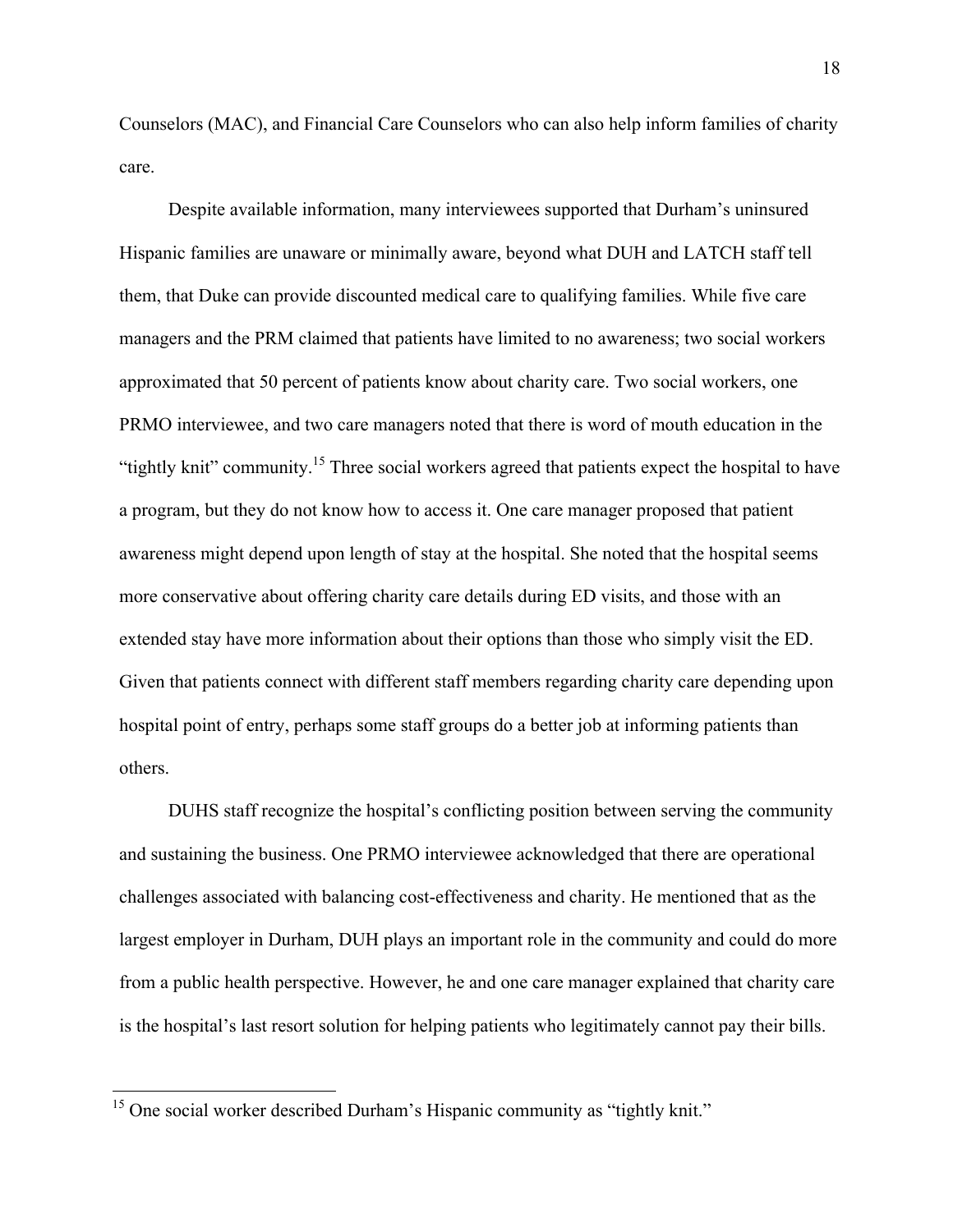Counselors (MAC), and Financial Care Counselors who can also help inform families of charity care.

Despite available information, many interviewees supported that Durham's uninsured Hispanic families are unaware or minimally aware, beyond what DUH and LATCH staff tell them, that Duke can provide discounted medical care to qualifying families. While five care managers and the PRM claimed that patients have limited to no awareness; two social workers approximated that 50 percent of patients know about charity care. Two social workers, one PRMO interviewee, and two care managers noted that there is word of mouth education in the "tightly knit" community.[15] Three social workers agreed that patients expect the hospital to have a program, but they do not know how to access it. One care manager proposed that patient awareness might depend upon length of stay at the hospital. She noted that the hospital seems more conservative about offering charity care details during ED visits, and those with an extended stay have more information about their options than those who simply visit the ED. Given that patients connect with different staff members regarding charity care depending upon hospital point of entry, perhaps some staff groups do a better job at informing patients than others.

DUHS staff recognize the hospital's conflicting position between serving the community and sustaining the business. One PRMO interviewee acknowledged that there are operational challenges associated with balancing cost-effectiveness and charity. He mentioned that as the largest employer in Durham, DUH plays an important role in the community and could do more from a public health perspective. However, he and one care manager explained that charity care is the hospital's last resort solution for helping patients who legitimately cannot pay their bills.

---

[15] One social worker described Durham's Hispanic community as "tightly knit."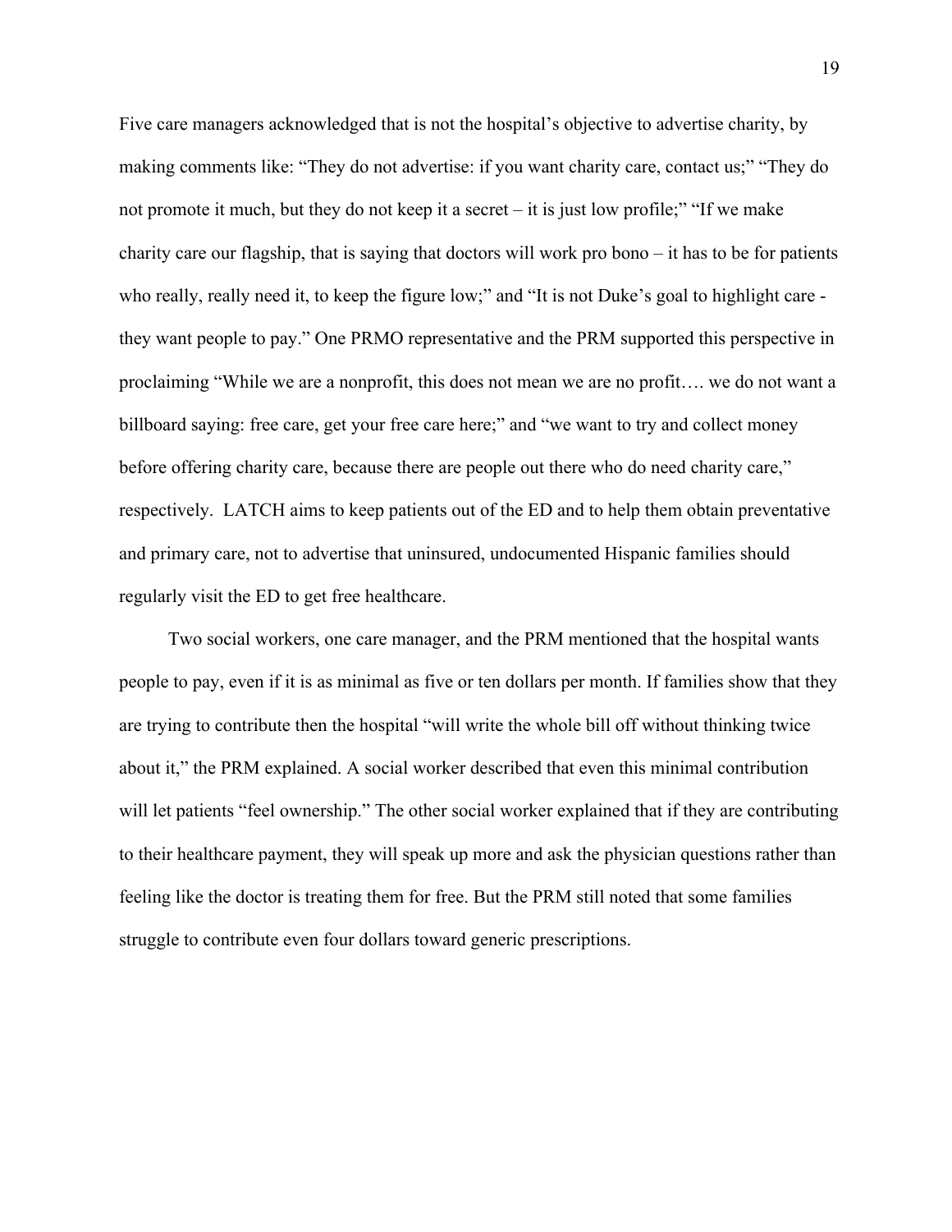Five care managers acknowledged that is not the hospital's objective to advertise charity, by making comments like: "They do not advertise: if you want charity care, contact us;" "They do not promote it much, but they do not keep it a secret – it is just low profile;" "If we make charity care our flagship, that is saying that doctors will work pro bono – it has to be for patients who really, really need it, to keep the figure low;" and "It is not Duke's goal to highlight care - they want people to pay." One PRMO representative and the PRM supported this perspective in proclaiming "While we are a nonprofit, this does not mean we are no profit…. we do not want a billboard saying: free care, get your free care here;" and "we want to try and collect money before offering charity care, because there are people out there who do need charity care," respectively. LATCH aims to keep patients out of the ED and to help them obtain preventative and primary care, not to advertise that uninsured, undocumented Hispanic families should regularly visit the ED to get free healthcare.

Two social workers, one care manager, and the PRM mentioned that the hospital wants people to pay, even if it is as minimal as five or ten dollars per month. If families show that they are trying to contribute then the hospital "will write the whole bill off without thinking twice about it," the PRM explained. A social worker described that even this minimal contribution will let patients "feel ownership." The other social worker explained that if they are contributing to their healthcare payment, they will speak up more and ask the physician questions rather than feeling like the doctor is treating them for free. But the PRM still noted that some families struggle to contribute even four dollars toward generic prescriptions.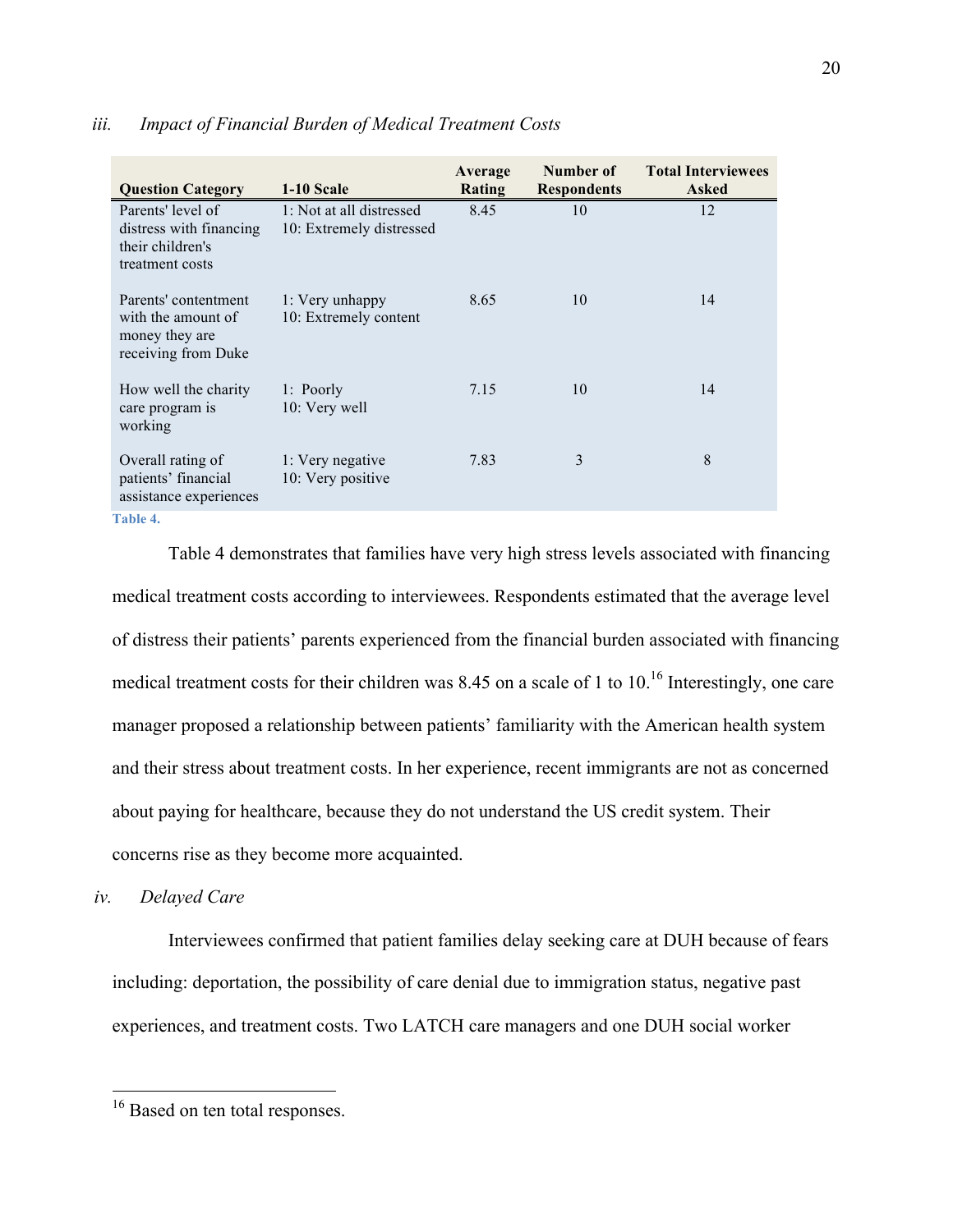### *iii. Impact of Financial Burden of Medical Treatment Costs*

| Question Category | 1-10 Scale | Average Rating | Number of Respondents | Total Interviewees Asked |
|---|---|---|---|---|
| Parents' level of distress with financing their children's treatment costs | 1: Not at all distressed<br>10: Extremely distressed | 8.45 | 10 | 12 |
| Parents' contentment with the amount of money they are receiving from Duke | 1: Very unhappy<br>10: Extremely content | 8.65 | 10 | 14 |
| How well the charity care program is working | 1: Poorly<br>10: Very well | 7.15 | 10 | 14 |
| Overall rating of patients' financial assistance experiences | 1: Very negative<br>10: Very positive | 7.83 | 3 | 8 |

**Table 4.**

Table 4 demonstrates that families have very high stress levels associated with financing medical treatment costs according to interviewees. Respondents estimated that the average level of distress their patients' parents experienced from the financial burden associated with financing medical treatment costs for their children was 8.45 on a scale of 1 to 10.[16] Interestingly, one care manager proposed a relationship between patients' familiarity with the American health system and their stress about treatment costs. In her experience, recent immigrants are not as concerned about paying for healthcare, because they do not understand the US credit system. Their concerns rise as they become more acquainted.

### *iv. Delayed Care*

Interviewees confirmed that patient families delay seeking care at DUH because of fears including: deportation, the possibility of care denial due to immigration status, negative past experiences, and treatment costs. Two LATCH care managers and one DUH social worker

---

[16] Based on ten total responses.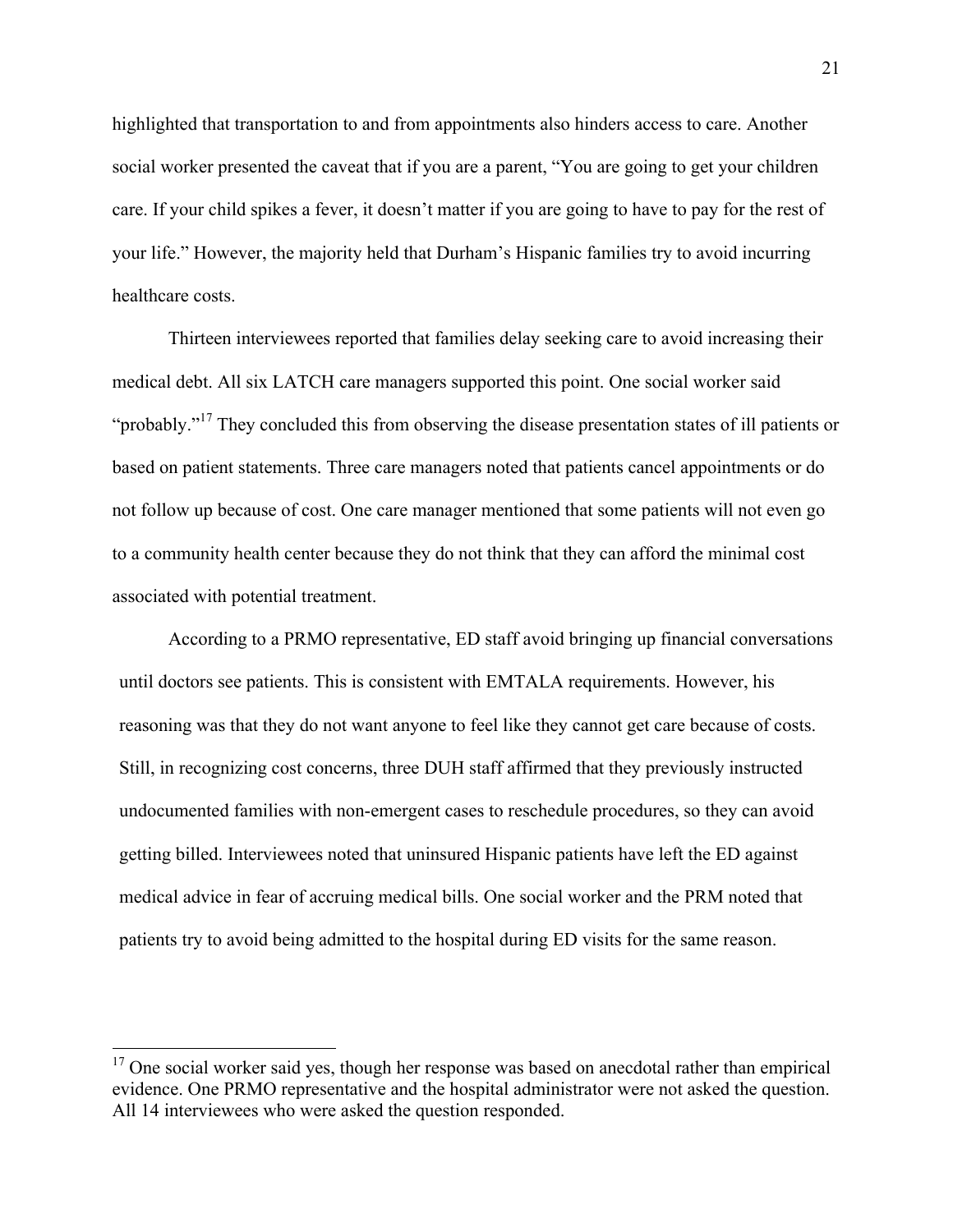highlighted that transportation to and from appointments also hinders access to care. Another social worker presented the caveat that if you are a parent, "You are going to get your children care. If your child spikes a fever, it doesn't matter if you are going to have to pay for the rest of your life." However, the majority held that Durham's Hispanic families try to avoid incurring healthcare costs.

Thirteen interviewees reported that families delay seeking care to avoid increasing their medical debt. All six LATCH care managers supported this point. One social worker said "probably."[17] They concluded this from observing the disease presentation states of ill patients or based on patient statements. Three care managers noted that patients cancel appointments or do not follow up because of cost. One care manager mentioned that some patients will not even go to a community health center because they do not think that they can afford the minimal cost associated with potential treatment.

According to a PRMO representative, ED staff avoid bringing up financial conversations until doctors see patients. This is consistent with EMTALA requirements. However, his reasoning was that they do not want anyone to feel like they cannot get care because of costs. Still, in recognizing cost concerns, three DUH staff affirmed that they previously instructed undocumented families with non-emergent cases to reschedule procedures, so they can avoid getting billed. Interviewees noted that uninsured Hispanic patients have left the ED against medical advice in fear of accruing medical bills. One social worker and the PRM noted that patients try to avoid being admitted to the hospital during ED visits for the same reason.

---

[17] One social worker said yes, though her response was based on anecdotal rather than empirical evidence. One PRMO representative and the hospital administrator were not asked the question. All 14 interviewees who were asked the question responded.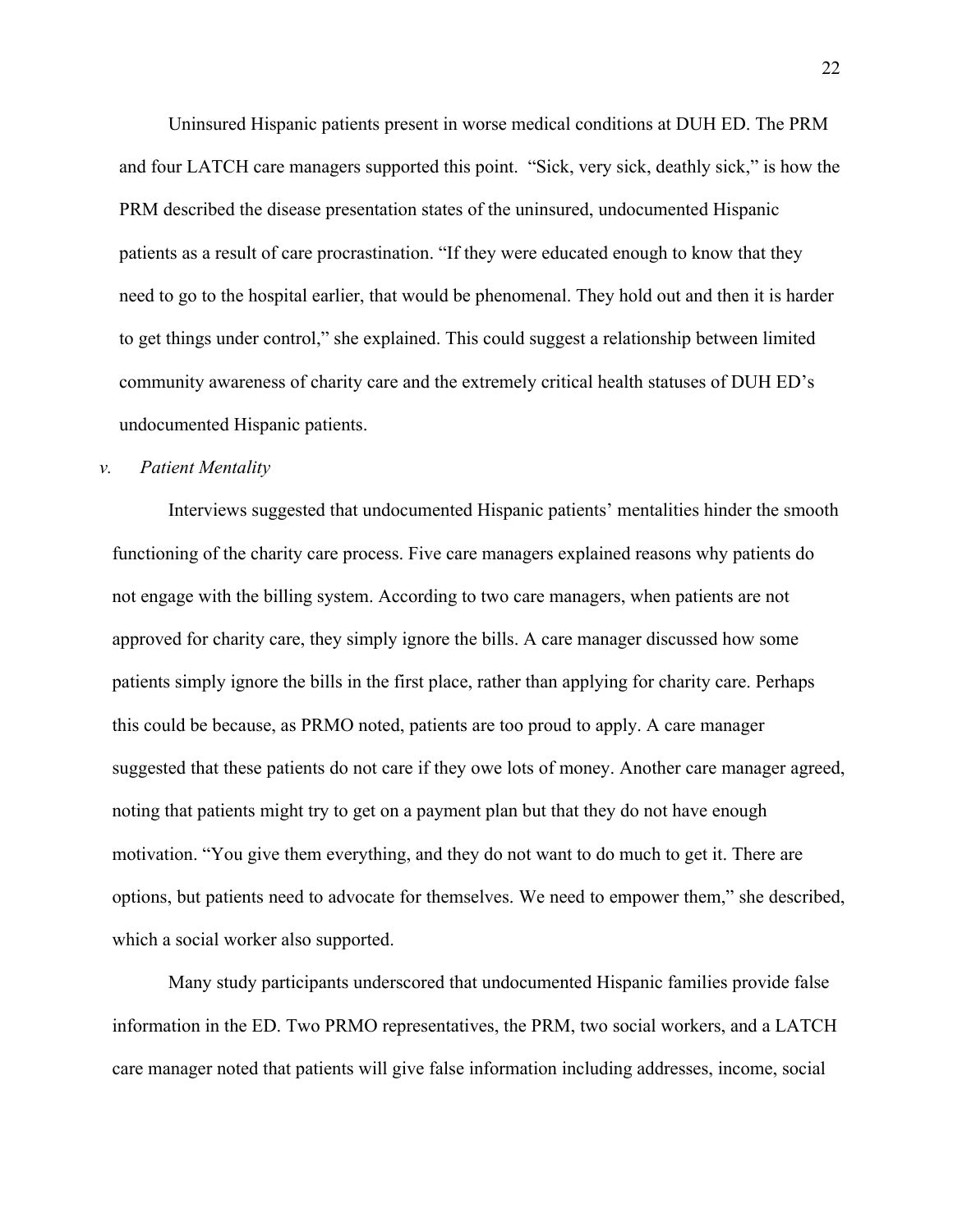Uninsured Hispanic patients present in worse medical conditions at DUH ED. The PRM and four LATCH care managers supported this point. "Sick, very sick, deathly sick," is how the PRM described the disease presentation states of the uninsured, undocumented Hispanic patients as a result of care procrastination. "If they were educated enough to know that they need to go to the hospital earlier, that would be phenomenal. They hold out and then it is harder to get things under control," she explained. This could suggest a relationship between limited community awareness of charity care and the extremely critical health statuses of DUH ED's undocumented Hispanic patients.

*v. Patient Mentality*

Interviews suggested that undocumented Hispanic patients' mentalities hinder the smooth functioning of the charity care process. Five care managers explained reasons why patients do not engage with the billing system. According to two care managers, when patients are not approved for charity care, they simply ignore the bills. A care manager discussed how some patients simply ignore the bills in the first place, rather than applying for charity care. Perhaps this could be because, as PRMO noted, patients are too proud to apply. A care manager suggested that these patients do not care if they owe lots of money. Another care manager agreed, noting that patients might try to get on a payment plan but that they do not have enough motivation. "You give them everything, and they do not want to do much to get it. There are options, but patients need to advocate for themselves. We need to empower them," she described, which a social worker also supported.

Many study participants underscored that undocumented Hispanic families provide false information in the ED. Two PRMO representatives, the PRM, two social workers, and a LATCH care manager noted that patients will give false information including addresses, income, social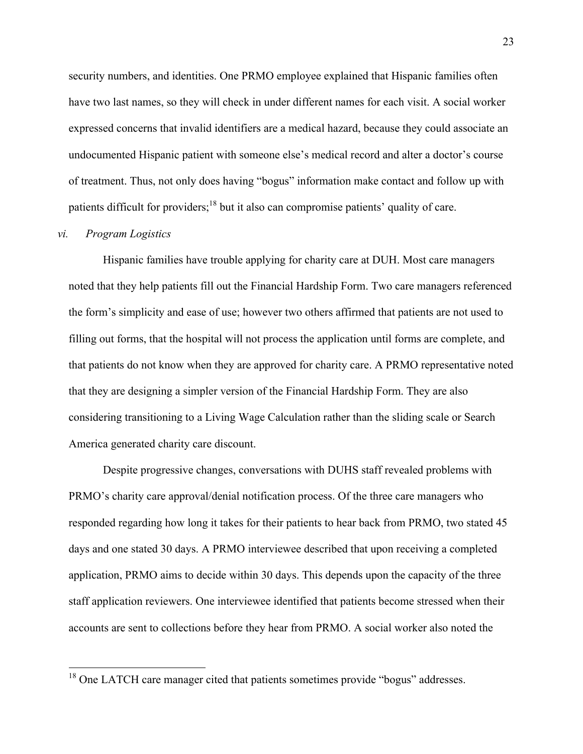security numbers, and identities. One PRMO employee explained that Hispanic families often have two last names, so they will check in under different names for each visit. A social worker expressed concerns that invalid identifiers are a medical hazard, because they could associate an undocumented Hispanic patient with someone else's medical record and alter a doctor's course of treatment. Thus, not only does having "bogus" information make contact and follow up with patients difficult for providers;[18] but it also can compromise patients' quality of care.

*vi. Program Logistics*

Hispanic families have trouble applying for charity care at DUH. Most care managers noted that they help patients fill out the Financial Hardship Form. Two care managers referenced the form's simplicity and ease of use; however two others affirmed that patients are not used to filling out forms, that the hospital will not process the application until forms are complete, and that patients do not know when they are approved for charity care. A PRMO representative noted that they are designing a simpler version of the Financial Hardship Form. They are also considering transitioning to a Living Wage Calculation rather than the sliding scale or Search America generated charity care discount.

Despite progressive changes, conversations with DUHS staff revealed problems with PRMO's charity care approval/denial notification process. Of the three care managers who responded regarding how long it takes for their patients to hear back from PRMO, two stated 45 days and one stated 30 days. A PRMO interviewee described that upon receiving a completed application, PRMO aims to decide within 30 days. This depends upon the capacity of the three staff application reviewers. One interviewee identified that patients become stressed when their accounts are sent to collections before they hear from PRMO. A social worker also noted the

---

[18] One LATCH care manager cited that patients sometimes provide "bogus" addresses.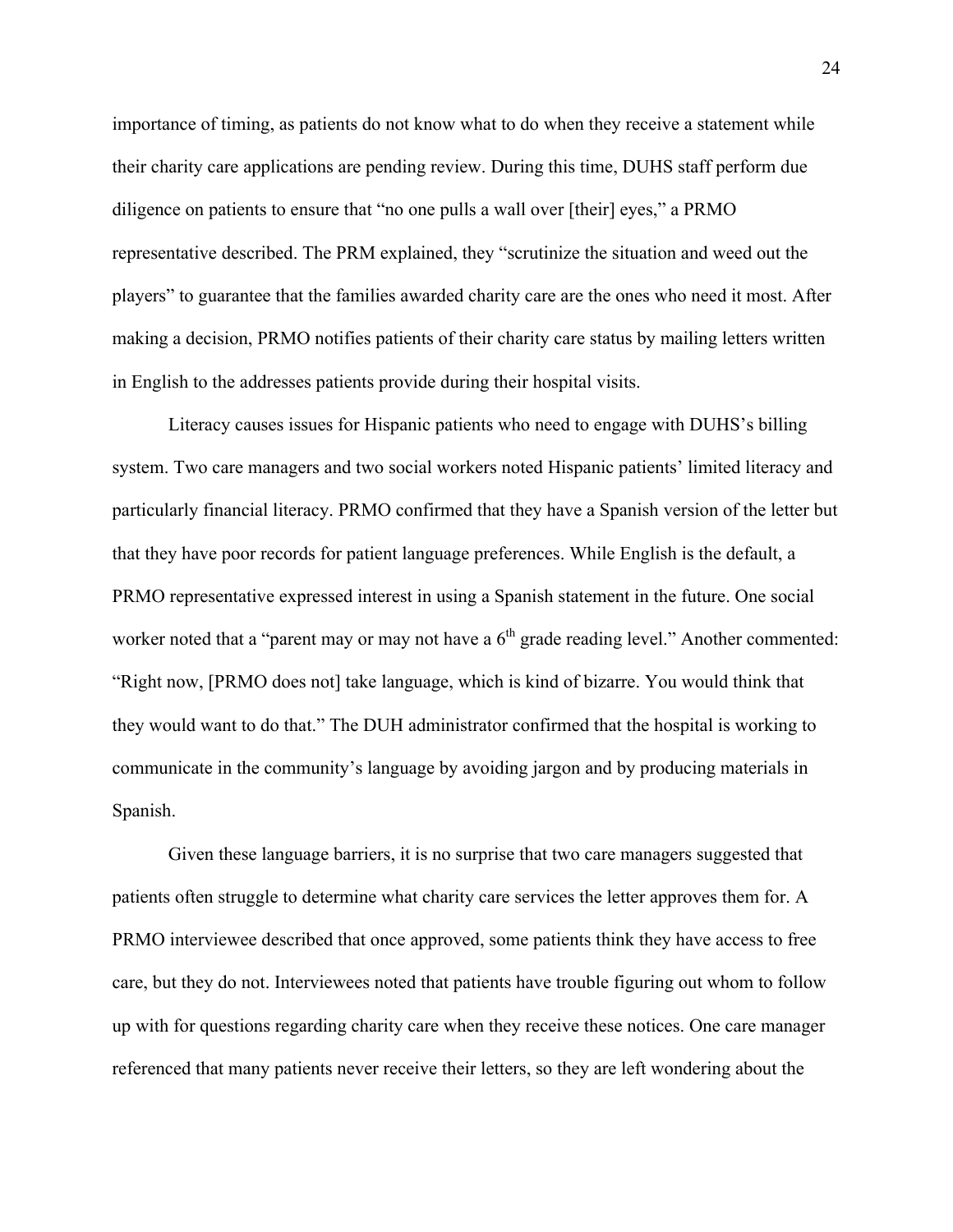importance of timing, as patients do not know what to do when they receive a statement while their charity care applications are pending review. During this time, DUHS staff perform due diligence on patients to ensure that "no one pulls a wall over [their] eyes," a PRMO representative described. The PRM explained, they "scrutinize the situation and weed out the players" to guarantee that the families awarded charity care are the ones who need it most. After making a decision, PRMO notifies patients of their charity care status by mailing letters written in English to the addresses patients provide during their hospital visits.

Literacy causes issues for Hispanic patients who need to engage with DUHS's billing system. Two care managers and two social workers noted Hispanic patients' limited literacy and particularly financial literacy. PRMO confirmed that they have a Spanish version of the letter but that they have poor records for patient language preferences. While English is the default, a PRMO representative expressed interest in using a Spanish statement in the future. One social worker noted that a "parent may or may not have a 6th grade reading level." Another commented: "Right now, [PRMO does not] take language, which is kind of bizarre. You would think that they would want to do that." The DUH administrator confirmed that the hospital is working to communicate in the community's language by avoiding jargon and by producing materials in Spanish.

Given these language barriers, it is no surprise that two care managers suggested that patients often struggle to determine what charity care services the letter approves them for. A PRMO interviewee described that once approved, some patients think they have access to free care, but they do not. Interviewees noted that patients have trouble figuring out whom to follow up with for questions regarding charity care when they receive these notices. One care manager referenced that many patients never receive their letters, so they are left wondering about the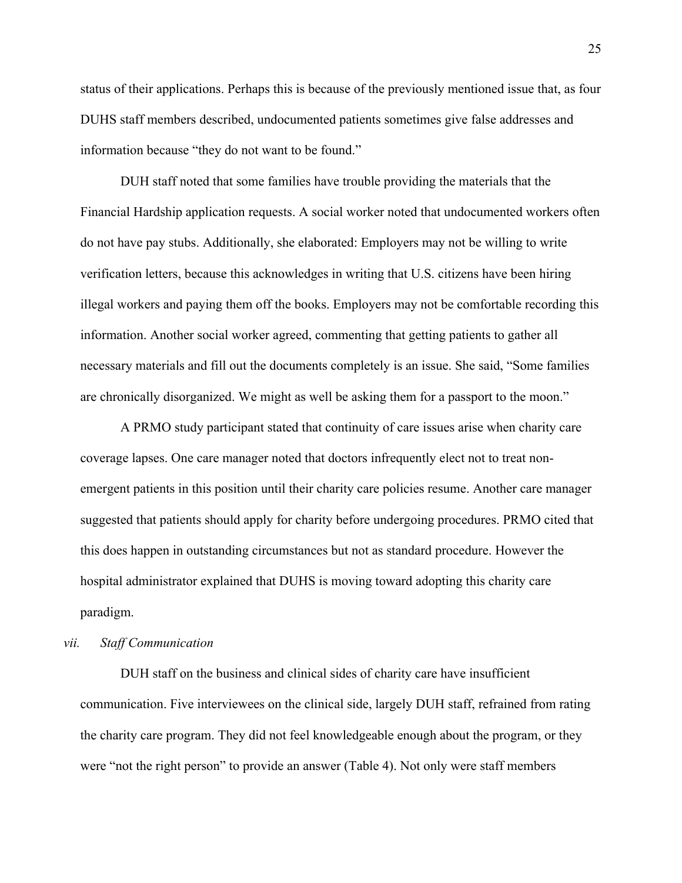status of their applications. Perhaps this is because of the previously mentioned issue that, as four DUHS staff members described, undocumented patients sometimes give false addresses and information because "they do not want to be found."

DUH staff noted that some families have trouble providing the materials that the Financial Hardship application requests. A social worker noted that undocumented workers often do not have pay stubs. Additionally, she elaborated: Employers may not be willing to write verification letters, because this acknowledges in writing that U.S. citizens have been hiring illegal workers and paying them off the books. Employers may not be comfortable recording this information. Another social worker agreed, commenting that getting patients to gather all necessary materials and fill out the documents completely is an issue. She said, "Some families are chronically disorganized. We might as well be asking them for a passport to the moon."

A PRMO study participant stated that continuity of care issues arise when charity care coverage lapses. One care manager noted that doctors infrequently elect not to treat non-emergent patients in this position until their charity care policies resume. Another care manager suggested that patients should apply for charity before undergoing procedures. PRMO cited that this does happen in outstanding circumstances but not as standard procedure. However the hospital administrator explained that DUHS is moving toward adopting this charity care paradigm.

*vii. Staff Communication*

DUH staff on the business and clinical sides of charity care have insufficient communication. Five interviewees on the clinical side, largely DUH staff, refrained from rating the charity care program. They did not feel knowledgeable enough about the program, or they were "not the right person" to provide an answer (Table 4). Not only were staff members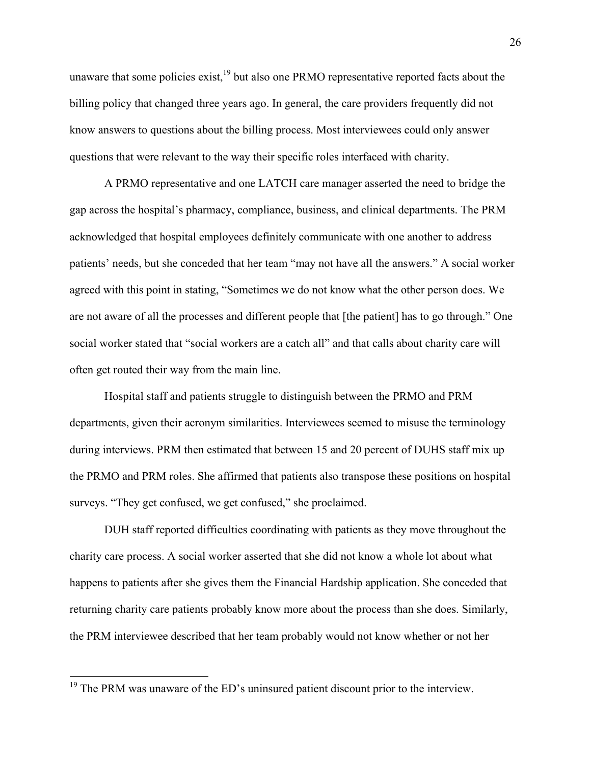unaware that some policies exist,[19] but also one PRMO representative reported facts about the billing policy that changed three years ago. In general, the care providers frequently did not know answers to questions about the billing process. Most interviewees could only answer questions that were relevant to the way their specific roles interfaced with charity.

A PRMO representative and one LATCH care manager asserted the need to bridge the gap across the hospital's pharmacy, compliance, business, and clinical departments. The PRM acknowledged that hospital employees definitely communicate with one another to address patients' needs, but she conceded that her team "may not have all the answers." A social worker agreed with this point in stating, "Sometimes we do not know what the other person does. We are not aware of all the processes and different people that [the patient] has to go through." One social worker stated that "social workers are a catch all" and that calls about charity care will often get routed their way from the main line.

Hospital staff and patients struggle to distinguish between the PRMO and PRM departments, given their acronym similarities. Interviewees seemed to misuse the terminology during interviews. PRM then estimated that between 15 and 20 percent of DUHS staff mix up the PRMO and PRM roles. She affirmed that patients also transpose these positions on hospital surveys. "They get confused, we get confused," she proclaimed.

DUH staff reported difficulties coordinating with patients as they move throughout the charity care process. A social worker asserted that she did not know a whole lot about what happens to patients after she gives them the Financial Hardship application. She conceded that returning charity care patients probably know more about the process than she does. Similarly, the PRM interviewee described that her team probably would not know whether or not her

[19] The PRM was unaware of the ED's uninsured patient discount prior to the interview.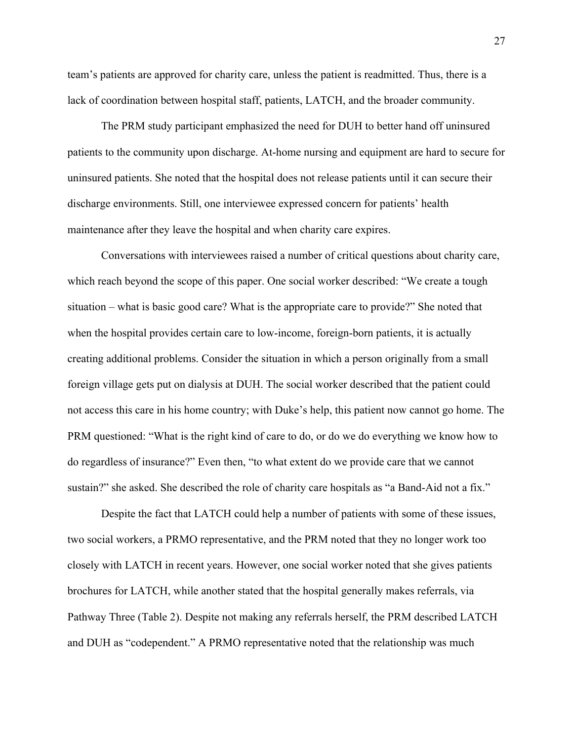team's patients are approved for charity care, unless the patient is readmitted. Thus, there is a lack of coordination between hospital staff, patients, LATCH, and the broader community.

The PRM study participant emphasized the need for DUH to better hand off uninsured patients to the community upon discharge. At-home nursing and equipment are hard to secure for uninsured patients. She noted that the hospital does not release patients until it can secure their discharge environments. Still, one interviewee expressed concern for patients' health maintenance after they leave the hospital and when charity care expires.

Conversations with interviewees raised a number of critical questions about charity care, which reach beyond the scope of this paper. One social worker described: "We create a tough situation – what is basic good care? What is the appropriate care to provide?" She noted that when the hospital provides certain care to low-income, foreign-born patients, it is actually creating additional problems. Consider the situation in which a person originally from a small foreign village gets put on dialysis at DUH. The social worker described that the patient could not access this care in his home country; with Duke's help, this patient now cannot go home. The PRM questioned: "What is the right kind of care to do, or do we do everything we know how to do regardless of insurance?" Even then, "to what extent do we provide care that we cannot sustain?" she asked. She described the role of charity care hospitals as "a Band-Aid not a fix."

Despite the fact that LATCH could help a number of patients with some of these issues, two social workers, a PRMO representative, and the PRM noted that they no longer work too closely with LATCH in recent years. However, one social worker noted that she gives patients brochures for LATCH, while another stated that the hospital generally makes referrals, via Pathway Three (Table 2). Despite not making any referrals herself, the PRM described LATCH and DUH as "codependent." A PRMO representative noted that the relationship was much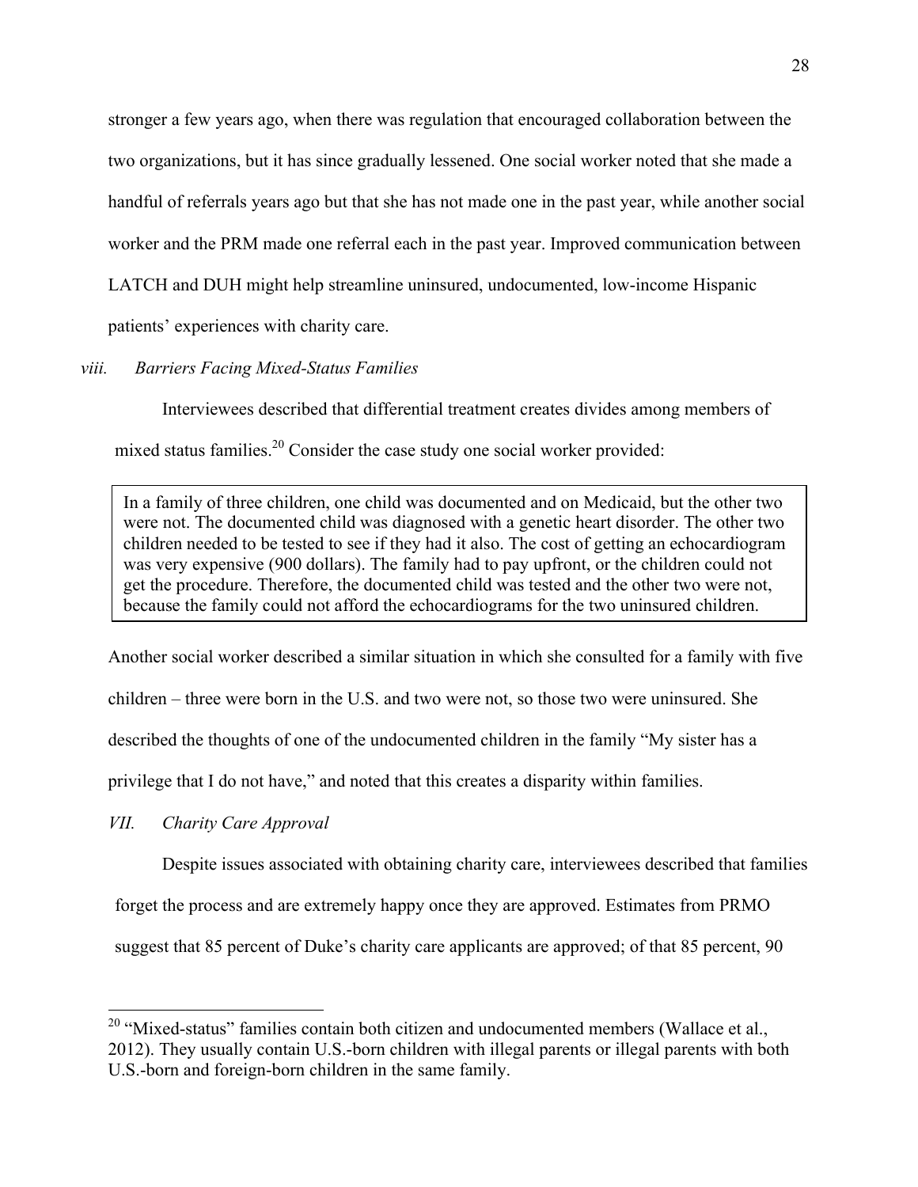stronger a few years ago, when there was regulation that encouraged collaboration between the two organizations, but it has since gradually lessened. One social worker noted that she made a handful of referrals years ago but that she has not made one in the past year, while another social worker and the PRM made one referral each in the past year. Improved communication between LATCH and DUH might help streamline uninsured, undocumented, low-income Hispanic patients' experiences with charity care.

### *viii. Barriers Facing Mixed-Status Families*

Interviewees described that differential treatment creates divides among members of mixed status families.[20] Consider the case study one social worker provided:

> In a family of three children, one child was documented and on Medicaid, but the other two were not. The documented child was diagnosed with a genetic heart disorder. The other two children needed to be tested to see if they had it also. The cost of getting an echocardiogram was very expensive (900 dollars). The family had to pay upfront, or the children could not get the procedure. Therefore, the documented child was tested and the other two were not, because the family could not afford the echocardiograms for the two uninsured children.

Another social worker described a similar situation in which she consulted for a family with five children – three were born in the U.S. and two were not, so those two were uninsured. She described the thoughts of one of the undocumented children in the family "My sister has a privilege that I do not have," and noted that this creates a disparity within families.

## *VII. Charity Care Approval*

Despite issues associated with obtaining charity care, interviewees described that families forget the process and are extremely happy once they are approved. Estimates from PRMO suggest that 85 percent of Duke's charity care applicants are approved; of that 85 percent, 90

---

[20] "Mixed-status" families contain both citizen and undocumented members (Wallace et al., 2012). They usually contain U.S.-born children with illegal parents or illegal parents with both U.S.-born and foreign-born children in the same family.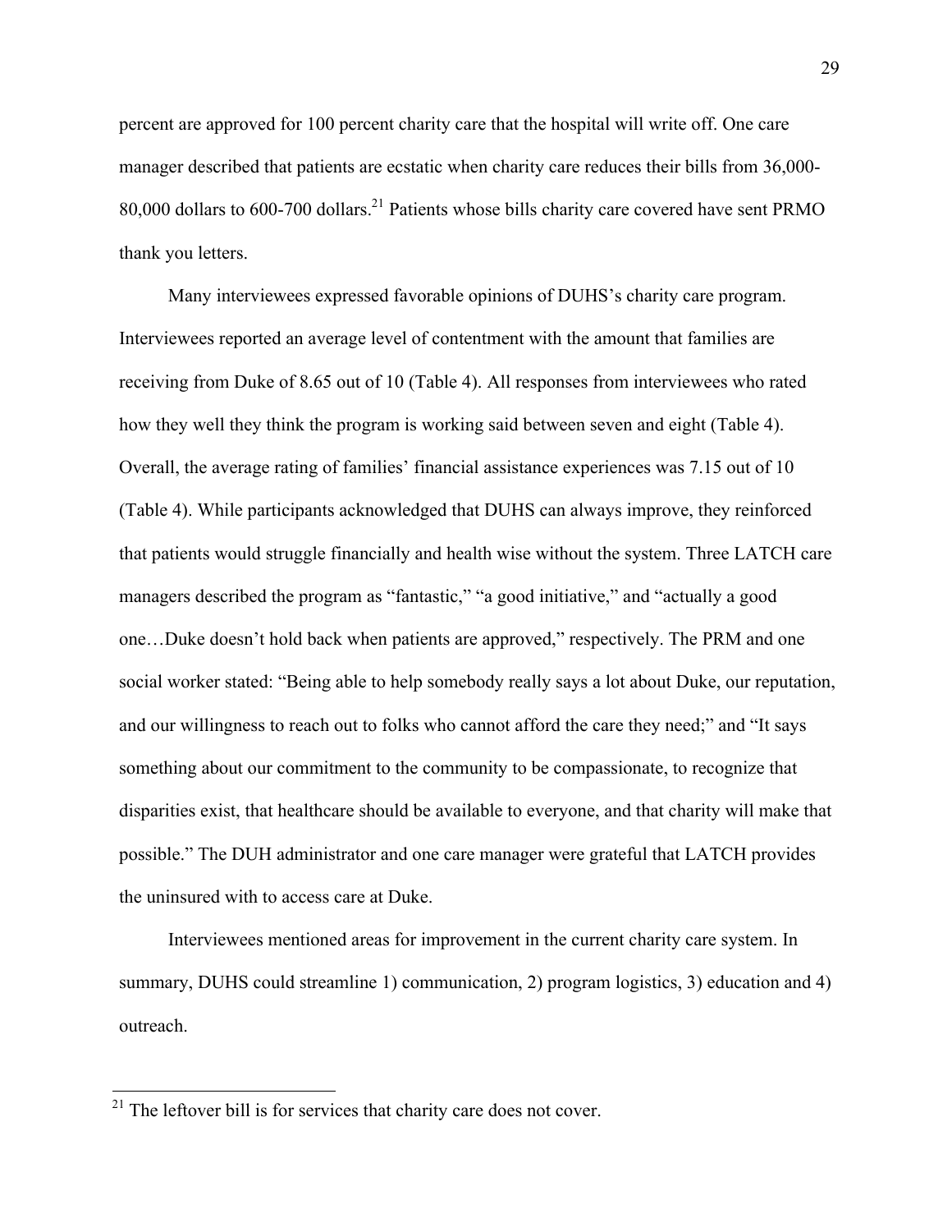percent are approved for 100 percent charity care that the hospital will write off. One care manager described that patients are ecstatic when charity care reduces their bills from 36,000-80,000 dollars to 600-700 dollars.[21] Patients whose bills charity care covered have sent PRMO thank you letters.

Many interviewees expressed favorable opinions of DUHS's charity care program. Interviewees reported an average level of contentment with the amount that families are receiving from Duke of 8.65 out of 10 (Table 4). All responses from interviewees who rated how they well they think the program is working said between seven and eight (Table 4). Overall, the average rating of families' financial assistance experiences was 7.15 out of 10 (Table 4). While participants acknowledged that DUHS can always improve, they reinforced that patients would struggle financially and health wise without the system. Three LATCH care managers described the program as "fantastic," "a good initiative," and "actually a good one…Duke doesn't hold back when patients are approved," respectively. The PRM and one social worker stated: "Being able to help somebody really says a lot about Duke, our reputation, and our willingness to reach out to folks who cannot afford the care they need;" and "It says something about our commitment to the community to be compassionate, to recognize that disparities exist, that healthcare should be available to everyone, and that charity will make that possible." The DUH administrator and one care manager were grateful that LATCH provides the uninsured with to access care at Duke.

Interviewees mentioned areas for improvement in the current charity care system. In summary, DUHS could streamline 1) communication, 2) program logistics, 3) education and 4) outreach.

---

[21] The leftover bill is for services that charity care does not cover.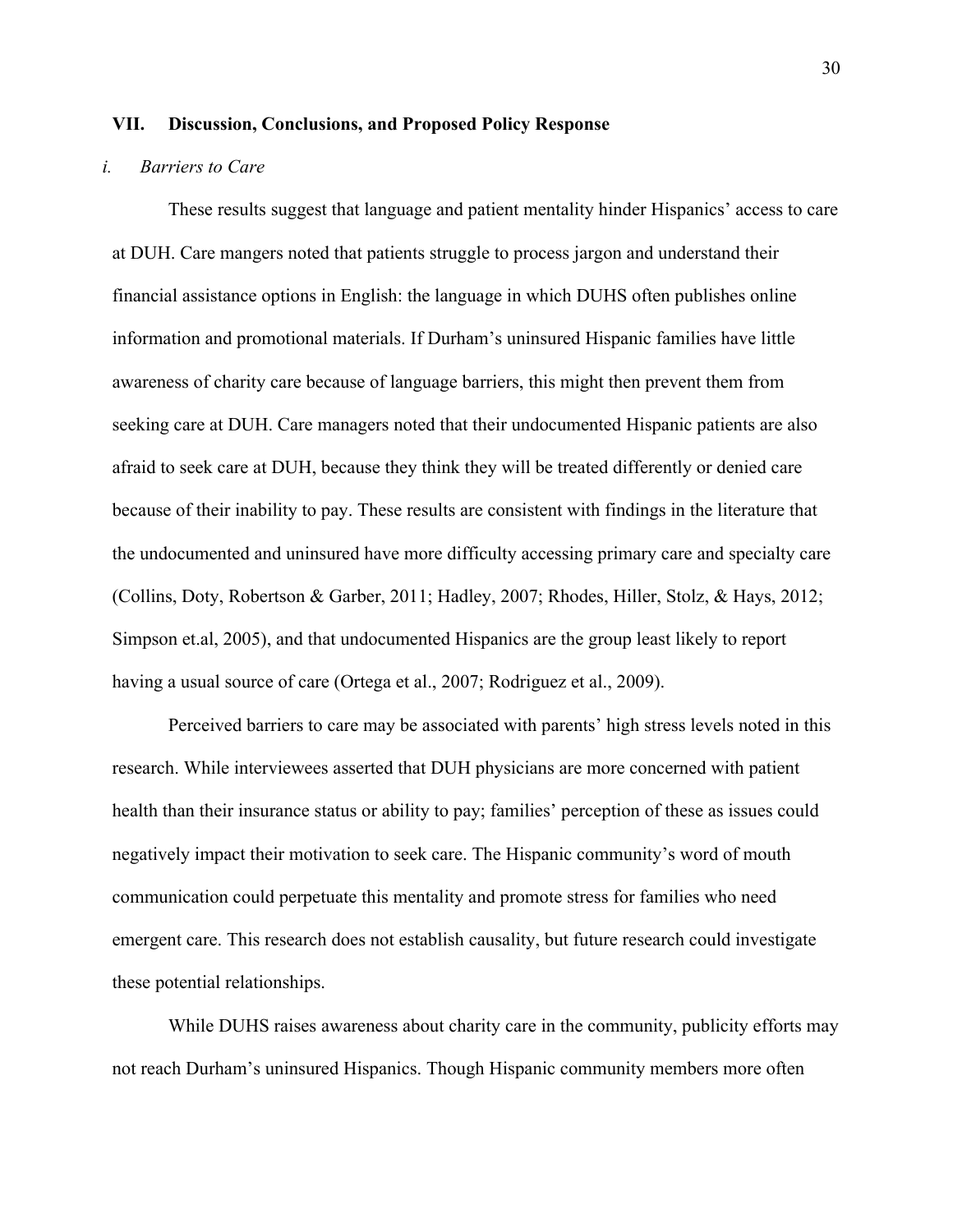## VII. Discussion, Conclusions, and Proposed Policy Response

### *i. Barriers to Care*

These results suggest that language and patient mentality hinder Hispanics' access to care at DUH. Care mangers noted that patients struggle to process jargon and understand their financial assistance options in English: the language in which DUHS often publishes online information and promotional materials. If Durham's uninsured Hispanic families have little awareness of charity care because of language barriers, this might then prevent them from seeking care at DUH. Care managers noted that their undocumented Hispanic patients are also afraid to seek care at DUH, because they think they will be treated differently or denied care because of their inability to pay. These results are consistent with findings in the literature that the undocumented and uninsured have more difficulty accessing primary care and specialty care (Collins, Doty, Robertson & Garber, 2011; Hadley, 2007; Rhodes, Hiller, Stolz, & Hays, 2012; Simpson et.al, 2005), and that undocumented Hispanics are the group least likely to report having a usual source of care (Ortega et al., 2007; Rodriguez et al., 2009).

Perceived barriers to care may be associated with parents' high stress levels noted in this research. While interviewees asserted that DUH physicians are more concerned with patient health than their insurance status or ability to pay; families' perception of these as issues could negatively impact their motivation to seek care. The Hispanic community's word of mouth communication could perpetuate this mentality and promote stress for families who need emergent care. This research does not establish causality, but future research could investigate these potential relationships.

While DUHS raises awareness about charity care in the community, publicity efforts may not reach Durham's uninsured Hispanics. Though Hispanic community members more often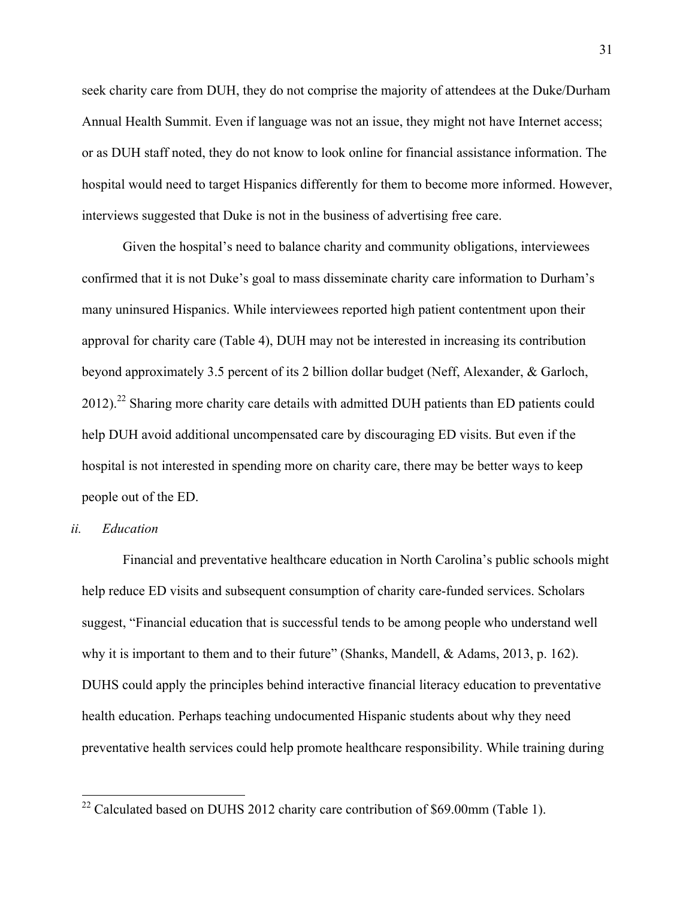seek charity care from DUH, they do not comprise the majority of attendees at the Duke/Durham Annual Health Summit. Even if language was not an issue, they might not have Internet access; or as DUH staff noted, they do not know to look online for financial assistance information. The hospital would need to target Hispanics differently for them to become more informed. However, interviews suggested that Duke is not in the business of advertising free care.

Given the hospital's need to balance charity and community obligations, interviewees confirmed that it is not Duke's goal to mass disseminate charity care information to Durham's many uninsured Hispanics. While interviewees reported high patient contentment upon their approval for charity care (Table 4), DUH may not be interested in increasing its contribution beyond approximately 3.5 percent of its 2 billion dollar budget (Neff, Alexander, & Garloch, 2012).[22] Sharing more charity care details with admitted DUH patients than ED patients could help DUH avoid additional uncompensated care by discouraging ED visits. But even if the hospital is not interested in spending more on charity care, there may be better ways to keep people out of the ED.

*ii. Education*

Financial and preventative healthcare education in North Carolina's public schools might help reduce ED visits and subsequent consumption of charity care-funded services. Scholars suggest, "Financial education that is successful tends to be among people who understand well why it is important to them and to their future" (Shanks, Mandell, & Adams, 2013, p. 162). DUHS could apply the principles behind interactive financial literacy education to preventative health education. Perhaps teaching undocumented Hispanic students about why they need preventative health services could help promote healthcare responsibility. While training during

[22] Calculated based on DUHS 2012 charity care contribution of $69.00mm (Table 1).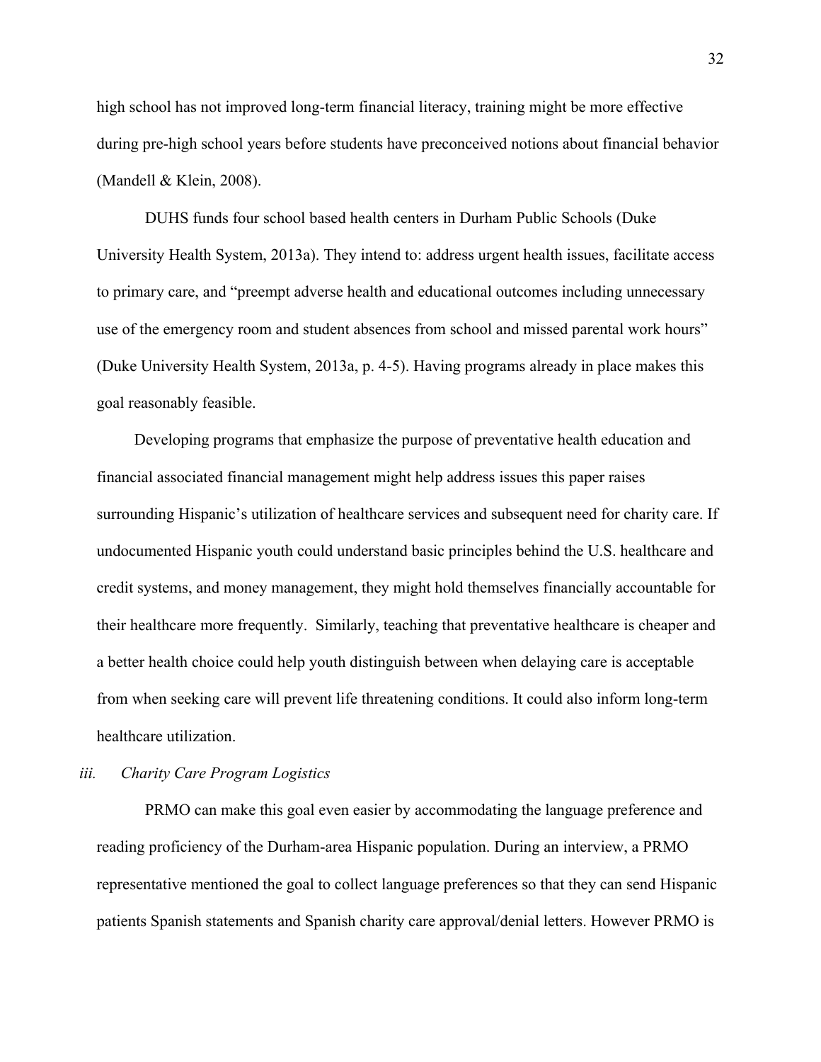high school has not improved long-term financial literacy, training might be more effective during pre-high school years before students have preconceived notions about financial behavior (Mandell & Klein, 2008).

DUHS funds four school based health centers in Durham Public Schools (Duke University Health System, 2013a). They intend to: address urgent health issues, facilitate access to primary care, and "preempt adverse health and educational outcomes including unnecessary use of the emergency room and student absences from school and missed parental work hours" (Duke University Health System, 2013a, p. 4-5). Having programs already in place makes this goal reasonably feasible.

Developing programs that emphasize the purpose of preventative health education and financial associated financial management might help address issues this paper raises surrounding Hispanic's utilization of healthcare services and subsequent need for charity care. If undocumented Hispanic youth could understand basic principles behind the U.S. healthcare and credit systems, and money management, they might hold themselves financially accountable for their healthcare more frequently. Similarly, teaching that preventative healthcare is cheaper and a better health choice could help youth distinguish between when delaying care is acceptable from when seeking care will prevent life threatening conditions. It could also inform long-term healthcare utilization.

*iii. Charity Care Program Logistics*

PRMO can make this goal even easier by accommodating the language preference and reading proficiency of the Durham-area Hispanic population. During an interview, a PRMO representative mentioned the goal to collect language preferences so that they can send Hispanic patients Spanish statements and Spanish charity care approval/denial letters. However PRMO is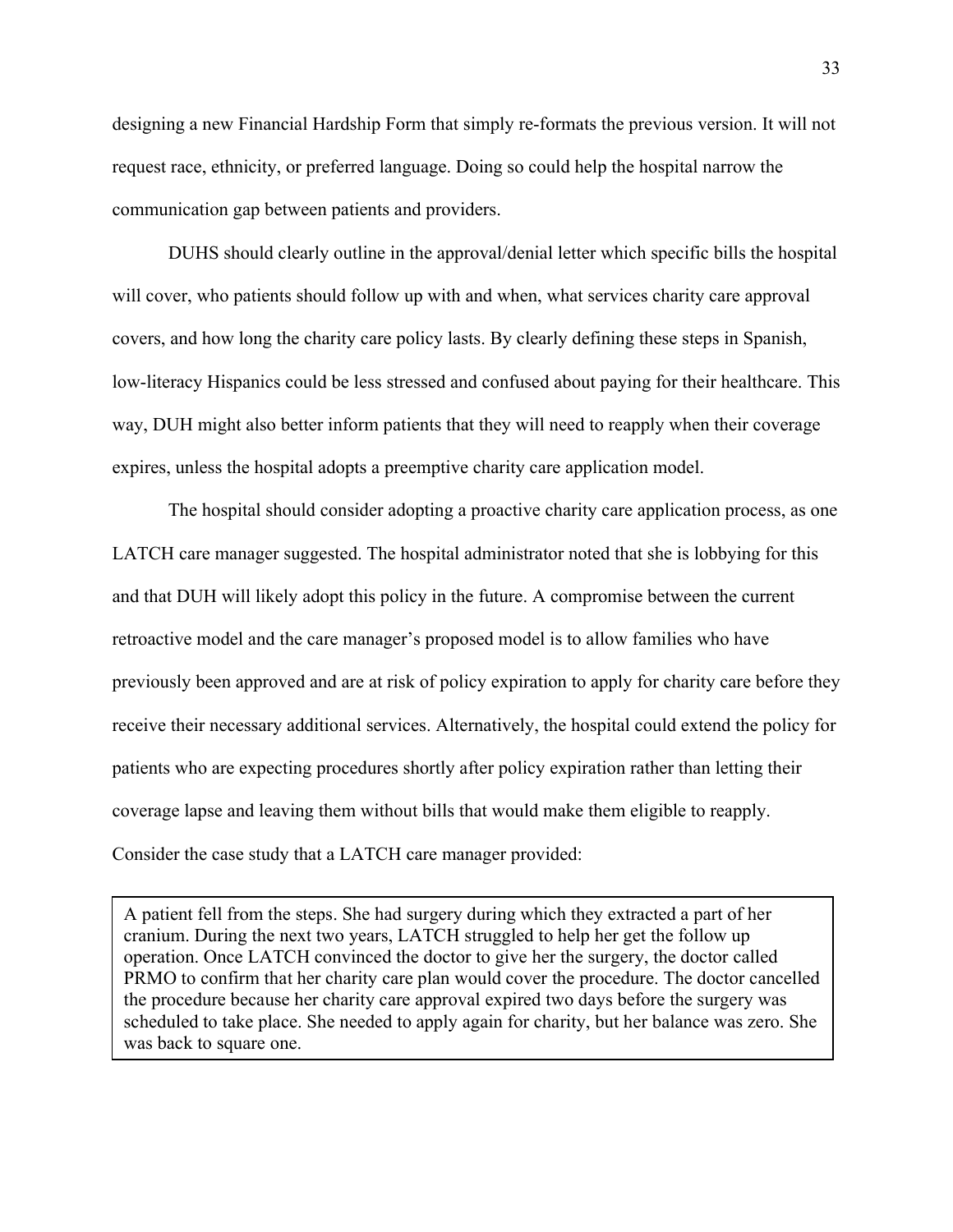designing a new Financial Hardship Form that simply re-formats the previous version. It will not request race, ethnicity, or preferred language. Doing so could help the hospital narrow the communication gap between patients and providers.

DUHS should clearly outline in the approval/denial letter which specific bills the hospital will cover, who patients should follow up with and when, what services charity care approval covers, and how long the charity care policy lasts. By clearly defining these steps in Spanish, low-literacy Hispanics could be less stressed and confused about paying for their healthcare. This way, DUH might also better inform patients that they will need to reapply when their coverage expires, unless the hospital adopts a preemptive charity care application model.

The hospital should consider adopting a proactive charity care application process, as one LATCH care manager suggested. The hospital administrator noted that she is lobbying for this and that DUH will likely adopt this policy in the future. A compromise between the current retroactive model and the care manager's proposed model is to allow families who have previously been approved and are at risk of policy expiration to apply for charity care before they receive their necessary additional services. Alternatively, the hospital could extend the policy for patients who are expecting procedures shortly after policy expiration rather than letting their coverage lapse and leaving them without bills that would make them eligible to reapply. Consider the case study that a LATCH care manager provided:

> A patient fell from the steps. She had surgery during which they extracted a part of her cranium. During the next two years, LATCH struggled to help her get the follow up operation. Once LATCH convinced the doctor to give her the surgery, the doctor called PRMO to confirm that her charity care plan would cover the procedure. The doctor cancelled the procedure because her charity care approval expired two days before the surgery was scheduled to take place. She needed to apply again for charity, but her balance was zero. She was back to square one.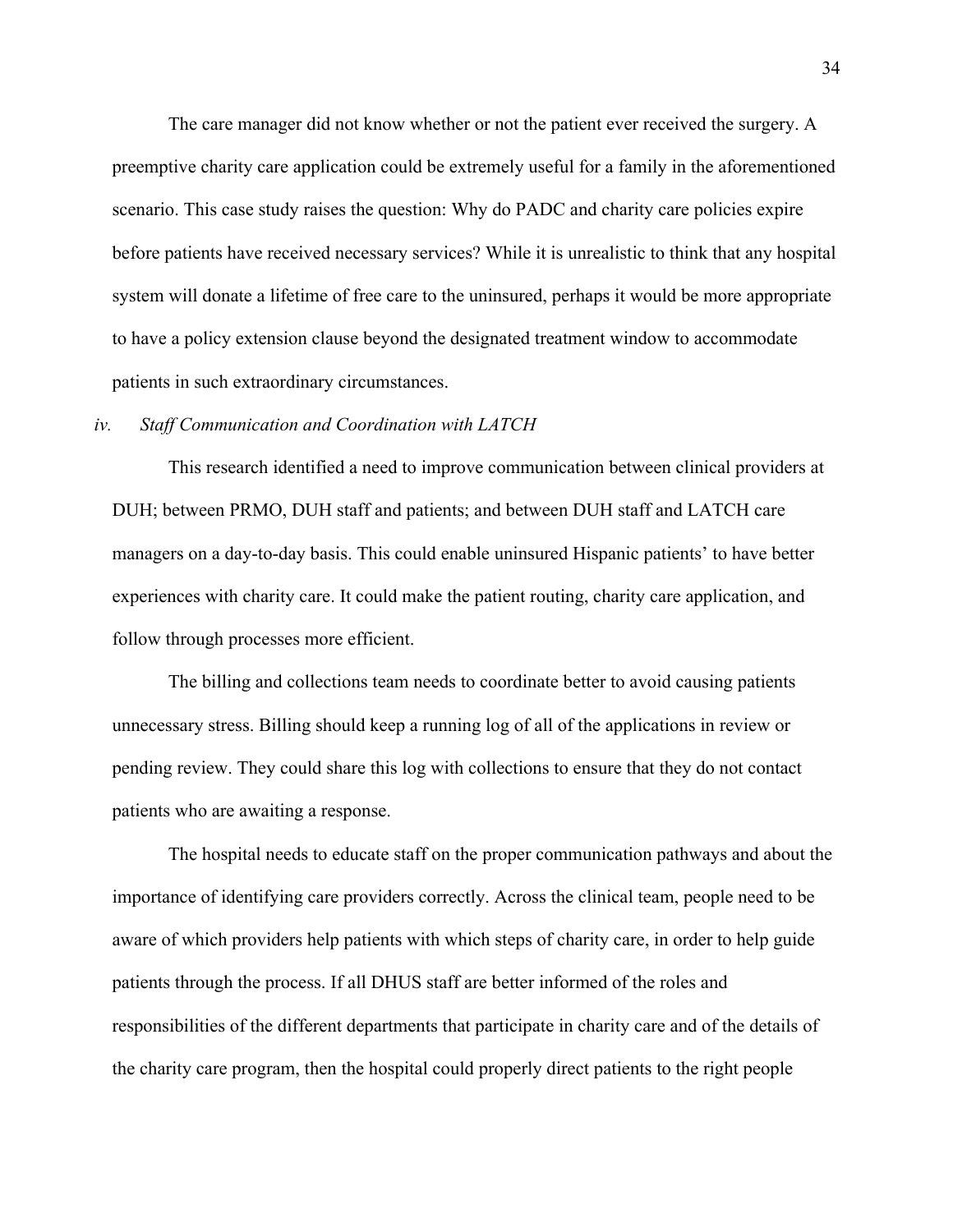The care manager did not know whether or not the patient ever received the surgery. A preemptive charity care application could be extremely useful for a family in the aforementioned scenario. This case study raises the question: Why do PADC and charity care policies expire before patients have received necessary services? While it is unrealistic to think that any hospital system will donate a lifetime of free care to the uninsured, perhaps it would be more appropriate to have a policy extension clause beyond the designated treatment window to accommodate patients in such extraordinary circumstances.

### *iv. Staff Communication and Coordination with LATCH*

This research identified a need to improve communication between clinical providers at DUH; between PRMO, DUH staff and patients; and between DUH staff and LATCH care managers on a day-to-day basis. This could enable uninsured Hispanic patients' to have better experiences with charity care. It could make the patient routing, charity care application, and follow through processes more efficient.

The billing and collections team needs to coordinate better to avoid causing patients unnecessary stress. Billing should keep a running log of all of the applications in review or pending review. They could share this log with collections to ensure that they do not contact patients who are awaiting a response.

The hospital needs to educate staff on the proper communication pathways and about the importance of identifying care providers correctly. Across the clinical team, people need to be aware of which providers help patients with which steps of charity care, in order to help guide patients through the process. If all DHUS staff are better informed of the roles and responsibilities of the different departments that participate in charity care and of the details of the charity care program, then the hospital could properly direct patients to the right people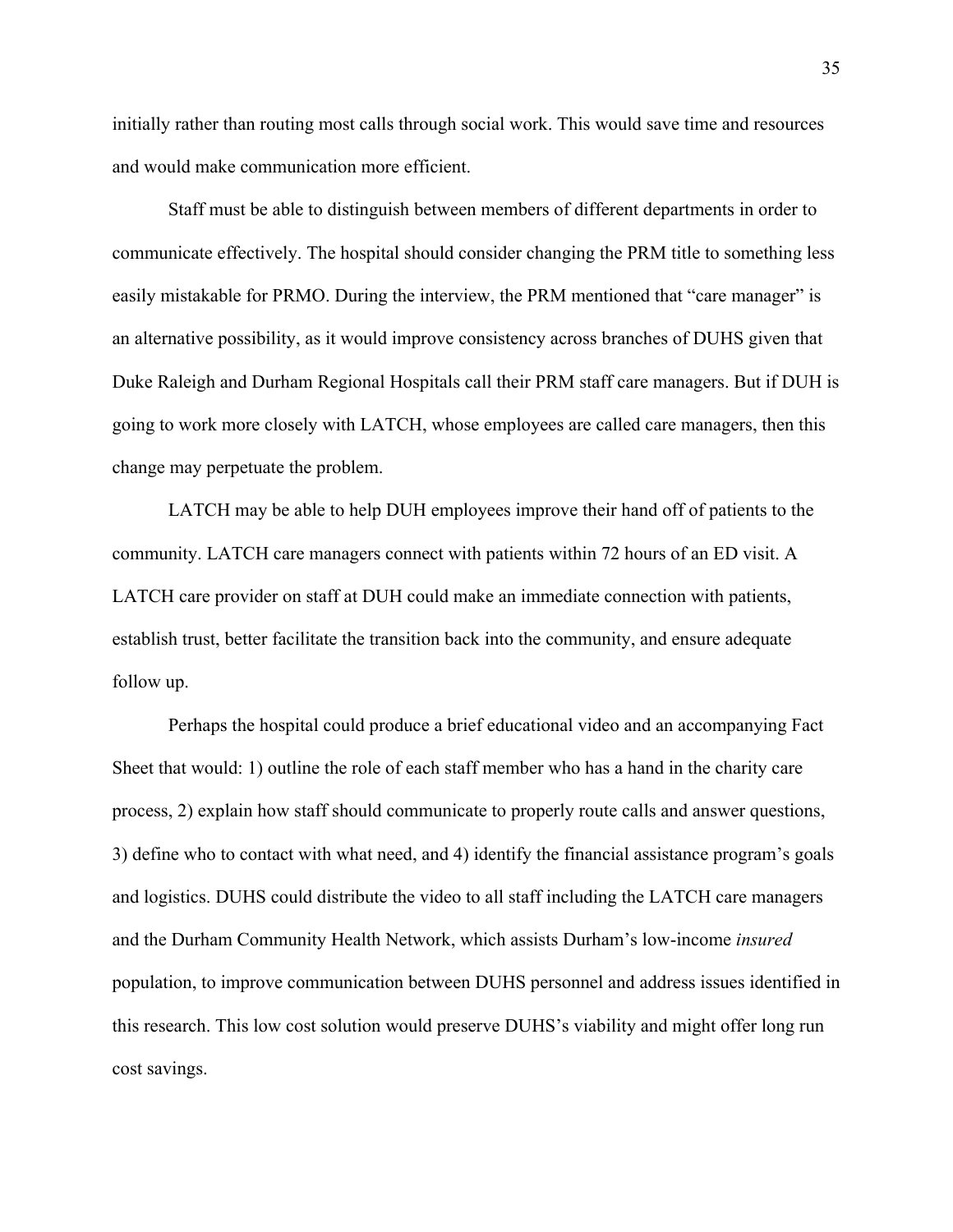initially rather than routing most calls through social work. This would save time and resources and would make communication more efficient.

Staff must be able to distinguish between members of different departments in order to communicate effectively. The hospital should consider changing the PRM title to something less easily mistakable for PRMO. During the interview, the PRM mentioned that "care manager" is an alternative possibility, as it would improve consistency across branches of DUHS given that Duke Raleigh and Durham Regional Hospitals call their PRM staff care managers. But if DUH is going to work more closely with LATCH, whose employees are called care managers, then this change may perpetuate the problem.

LATCH may be able to help DUH employees improve their hand off of patients to the community. LATCH care managers connect with patients within 72 hours of an ED visit. A LATCH care provider on staff at DUH could make an immediate connection with patients, establish trust, better facilitate the transition back into the community, and ensure adequate follow up.

Perhaps the hospital could produce a brief educational video and an accompanying Fact Sheet that would: 1) outline the role of each staff member who has a hand in the charity care process, 2) explain how staff should communicate to properly route calls and answer questions, 3) define who to contact with what need, and 4) identify the financial assistance program's goals and logistics. DUHS could distribute the video to all staff including the LATCH care managers and the Durham Community Health Network, which assists Durham's low-income *insured* population, to improve communication between DUHS personnel and address issues identified in this research. This low cost solution would preserve DUHS's viability and might offer long run cost savings.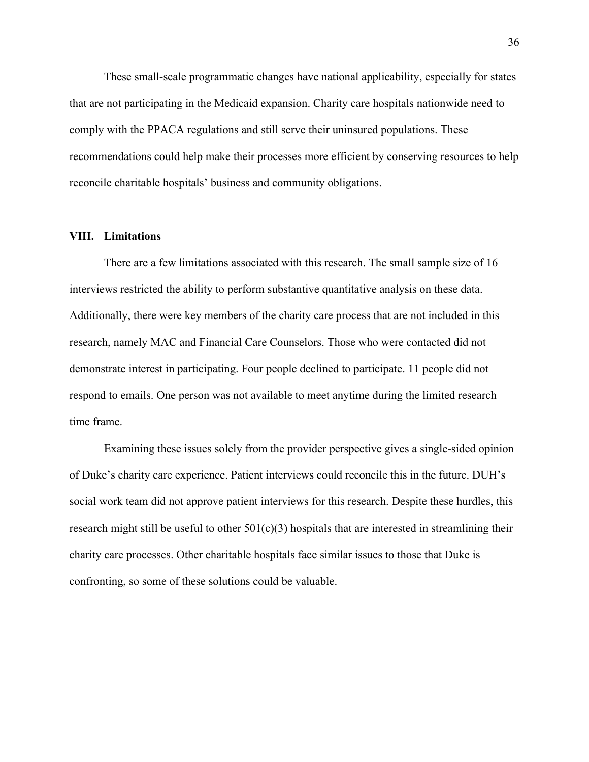These small-scale programmatic changes have national applicability, especially for states that are not participating in the Medicaid expansion. Charity care hospitals nationwide need to comply with the PPACA regulations and still serve their uninsured populations. These recommendations could help make their processes more efficient by conserving resources to help reconcile charitable hospitals' business and community obligations.

## VIII. Limitations

There are a few limitations associated with this research. The small sample size of 16 interviews restricted the ability to perform substantive quantitative analysis on these data. Additionally, there were key members of the charity care process that are not included in this research, namely MAC and Financial Care Counselors. Those who were contacted did not demonstrate interest in participating. Four people declined to participate. 11 people did not respond to emails. One person was not available to meet anytime during the limited research time frame.

Examining these issues solely from the provider perspective gives a single-sided opinion of Duke's charity care experience. Patient interviews could reconcile this in the future. DUH's social work team did not approve patient interviews for this research. Despite these hurdles, this research might still be useful to other 501(c)(3) hospitals that are interested in streamlining their charity care processes. Other charitable hospitals face similar issues to those that Duke is confronting, so some of these solutions could be valuable.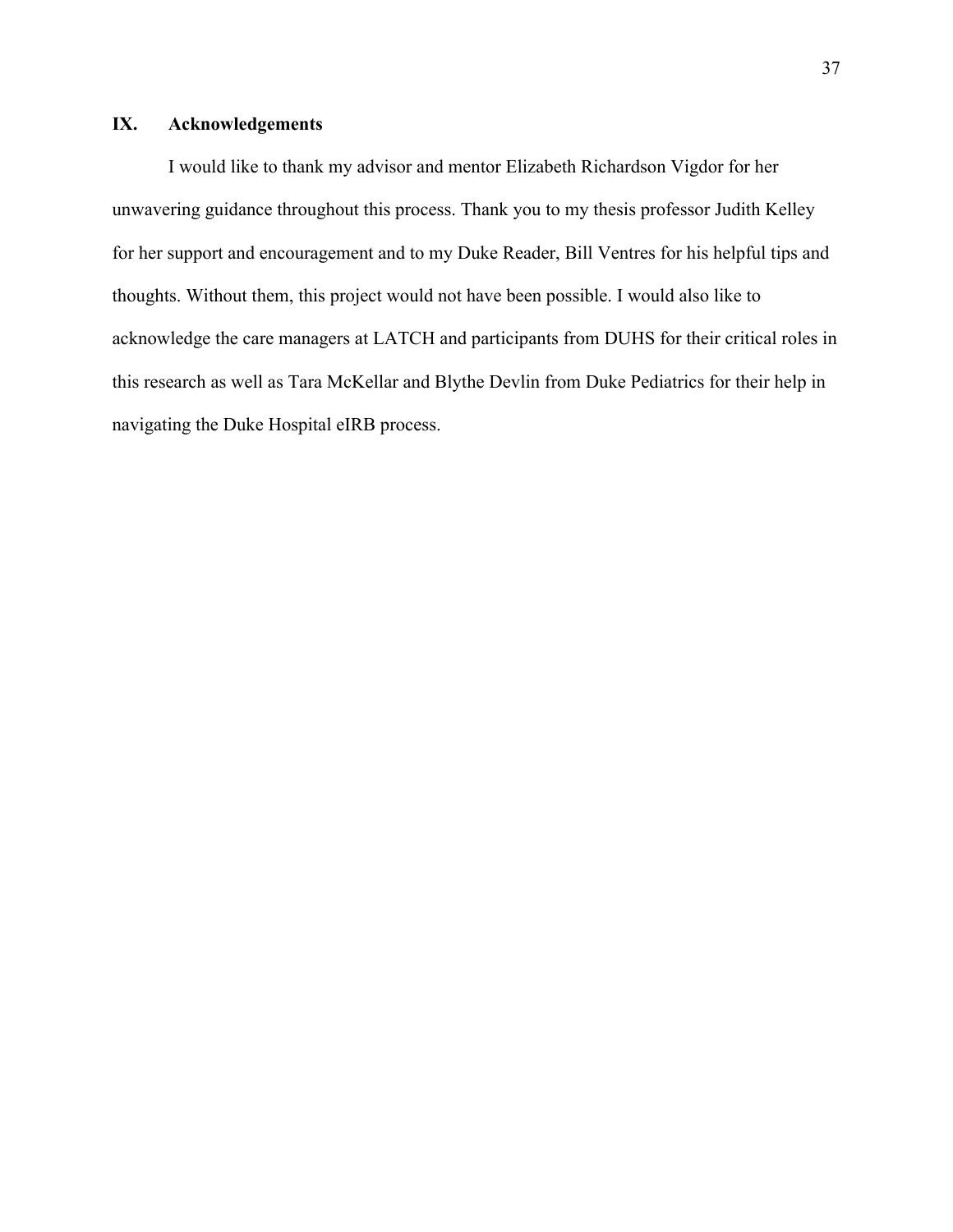## IX. Acknowledgements

I would like to thank my advisor and mentor Elizabeth Richardson Vigdor for her unwavering guidance throughout this process. Thank you to my thesis professor Judith Kelley for her support and encouragement and to my Duke Reader, Bill Ventres for his helpful tips and thoughts. Without them, this project would not have been possible. I would also like to acknowledge the care managers at LATCH and participants from DUHS for their critical roles in this research as well as Tara McKellar and Blythe Devlin from Duke Pediatrics for their help in navigating the Duke Hospital eIRB process.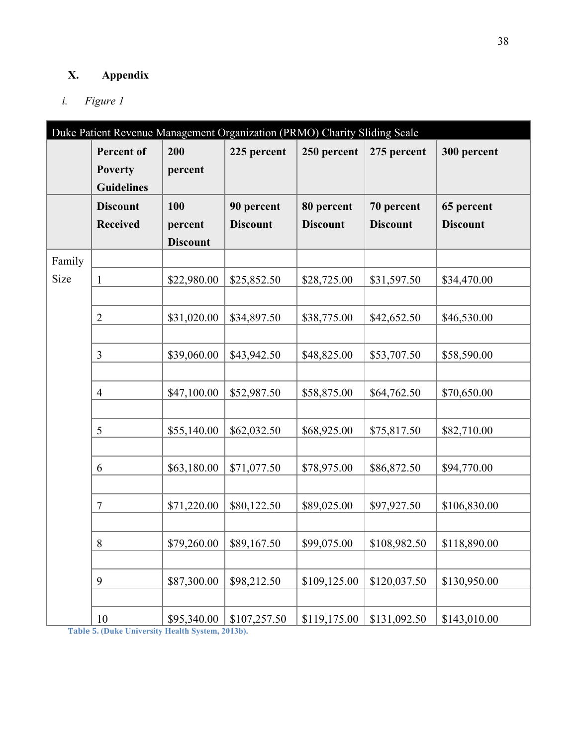## X. Appendix

*i. Figure 1*

| Duke Patient Revenue Management Organization (PRMO) Charity Sliding Scale | | | | | | |
|---|---|---|---|---|---|---|
| | **Percent of Poverty Guidelines** | **200 percent** | **225 percent** | **250 percent** | **275 percent** | **300 percent** |
| | **Discount Received** | **100 percent Discount** | **90 percent Discount** | **80 percent Discount** | **70 percent Discount** | **65 percent Discount** |
| Family Size | | | | | | |
| | 1 | $22,980.00 | $25,852.50 | $28,725.00 | $31,597.50 | $34,470.00 |
| | 2 | $31,020.00 | $34,897.50 | $38,775.00 | $42,652.50 | $46,530.00 |
| | 3 | $39,060.00 | $43,942.50 | $48,825.00 | $53,707.50 | $58,590.00 |
| | 4 | $47,100.00 | $52,987.50 | $58,875.00 | $64,762.50 | $70,650.00 |
| | 5 | $55,140.00 | $62,032.50 | $68,925.00 | $75,817.50 | $82,710.00 |
| | 6 | $63,180.00 | $71,077.50 | $78,975.00 | $86,872.50 | $94,770.00 |
| | 7 | $71,220.00 | $80,122.50 | $89,025.00 | $97,927.50 | $106,830.00 |
| | 8 | $79,260.00 | $89,167.50 | $99,075.00 | $108,982.50 | $118,890.00 |
| | 9 | $87,300.00 | $98,212.50 | $109,125.00 | $120,037.50 | $130,950.00 |
| | 10 | $95,340.00 | $107,257.50 | $119,175.00 | $131,092.50 | $143,010.00 |

**Table 5. (Duke University Health System, 2013b).**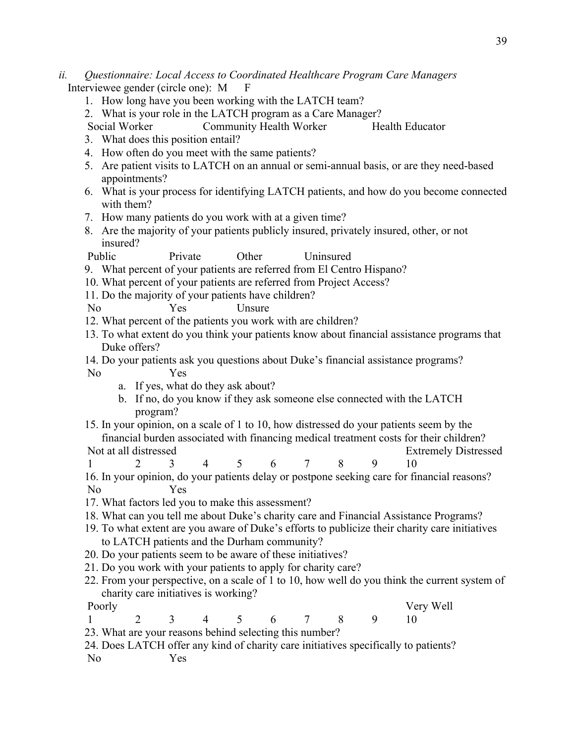*ii. Questionnaire: Local Access to Coordinated Healthcare Program Care Managers*

Interviewee gender (circle one): M F

1. How long have you been working with the LATCH team?
2. What is your role in the LATCH program as a Care Manager?

   Social Worker Community Health Worker Health Educator
3. What does this position entail?
4. How often do you meet with the same patients?
5. Are patient visits to LATCH on an annual or semi-annual basis, or are they need-based appointments?
6. What is your process for identifying LATCH patients, and how do you become connected with them?
7. How many patients do you work with at a given time?
8. Are the majority of your patients publicly insured, privately insured, other, or not insured?

   Public Private Other Uninsured
9. What percent of your patients are referred from El Centro Hispano?
10. What percent of your patients are referred from Project Access?
11. Do the majority of your patients have children?

    No Yes Unsure
12. What percent of the patients you work with are children?
13. To what extent do you think your patients know about financial assistance programs that Duke offers?
14. Do your patients ask you questions about Duke's financial assistance programs?

    No Yes

    a. If yes, what do they ask about?
    b. If no, do you know if they ask someone else connected with the LATCH program?
15. In your opinion, on a scale of 1 to 10, how distressed do your patients seem by the financial burden associated with financing medical treatment costs for their children?

    Not at all distressed ... Extremely Distressed

    1 2 3 4 5 6 7 8 9 10
16. In your opinion, do your patients delay or postpone seeking care for financial reasons?

    No Yes
17. What factors led you to make this assessment?
18. What can you tell me about Duke's charity care and Financial Assistance Programs?
19. To what extent are you aware of Duke's efforts to publicize their charity care initiatives to LATCH patients and the Durham community?
20. Do your patients seem to be aware of these initiatives?
21. Do you work with your patients to apply for charity care?
22. From your perspective, on a scale of 1 to 10, how well do you think the current system of charity care initiatives is working?

    Poorly ... Very Well

    1 2 3 4 5 6 7 8 9 10
23. What are your reasons behind selecting this number?
24. Does LATCH offer any kind of charity care initiatives specifically to patients?

    No Yes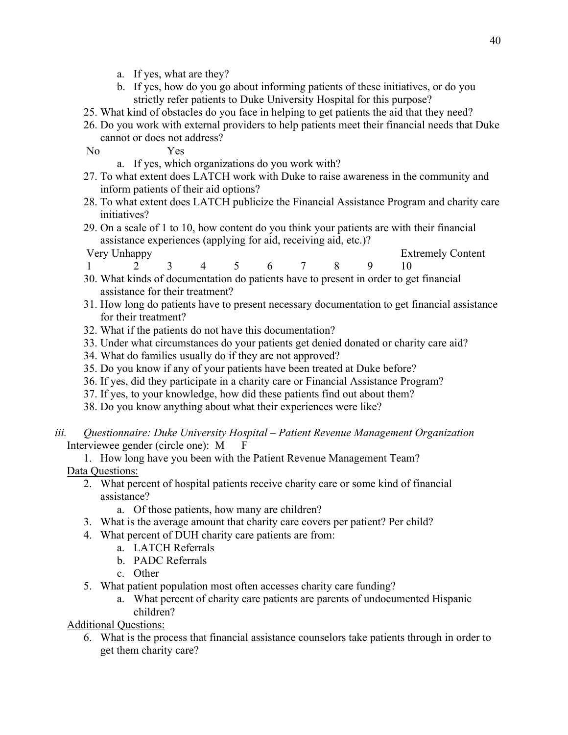a. If yes, what are they?
   b. If yes, how do you go about informing patients of these initiatives, or do you strictly refer patients to Duke University Hospital for this purpose?
25. What kind of obstacles do you face in helping to get patients the aid that they need?
26. Do you work with external providers to help patients meet their financial needs that Duke cannot or does not address?

    No Yes

   a. If yes, which organizations do you work with?
27. To what extent does LATCH work with Duke to raise awareness in the community and inform patients of their aid options?
28. To what extent does LATCH publicize the Financial Assistance Program and charity care initiatives?
29. On a scale of 1 to 10, how content do you think your patients are with their financial assistance experiences (applying for aid, receiving aid, etc.)?

    Very Unhappy Extremely Content

    1 2 3 4 5 6 7 8 9 10
30. What kinds of documentation do patients have to present in order to get financial assistance for their treatment?
31. How long do patients have to present necessary documentation to get financial assistance for their treatment?
32. What if the patients do not have this documentation?
33. Under what circumstances do your patients get denied donated or charity care aid?
34. What do families usually do if they are not approved?
35. Do you know if any of your patients have been treated at Duke before?
36. If yes, did they participate in a charity care or Financial Assistance Program?
37. If yes, to your knowledge, how did these patients find out about them?
38. Do you know anything about what their experiences were like?

*iii. Questionnaire: Duke University Hospital – Patient Revenue Management Organization*

Interviewee gender (circle one): M F

1. How long have you been with the Patient Revenue Management Team?

<u>Data Questions:</u>

2. What percent of hospital patients receive charity care or some kind of financial assistance?
   a. Of those patients, how many are children?
3. What is the average amount that charity care covers per patient? Per child?
4. What percent of DUH charity care patients are from:
   a. LATCH Referrals
   b. PADC Referrals
   c. Other
5. What patient population most often accesses charity care funding?
   a. What percent of charity care patients are parents of undocumented Hispanic children?

<u>Additional Questions:</u>

6. What is the process that financial assistance counselors take patients through in order to get them charity care?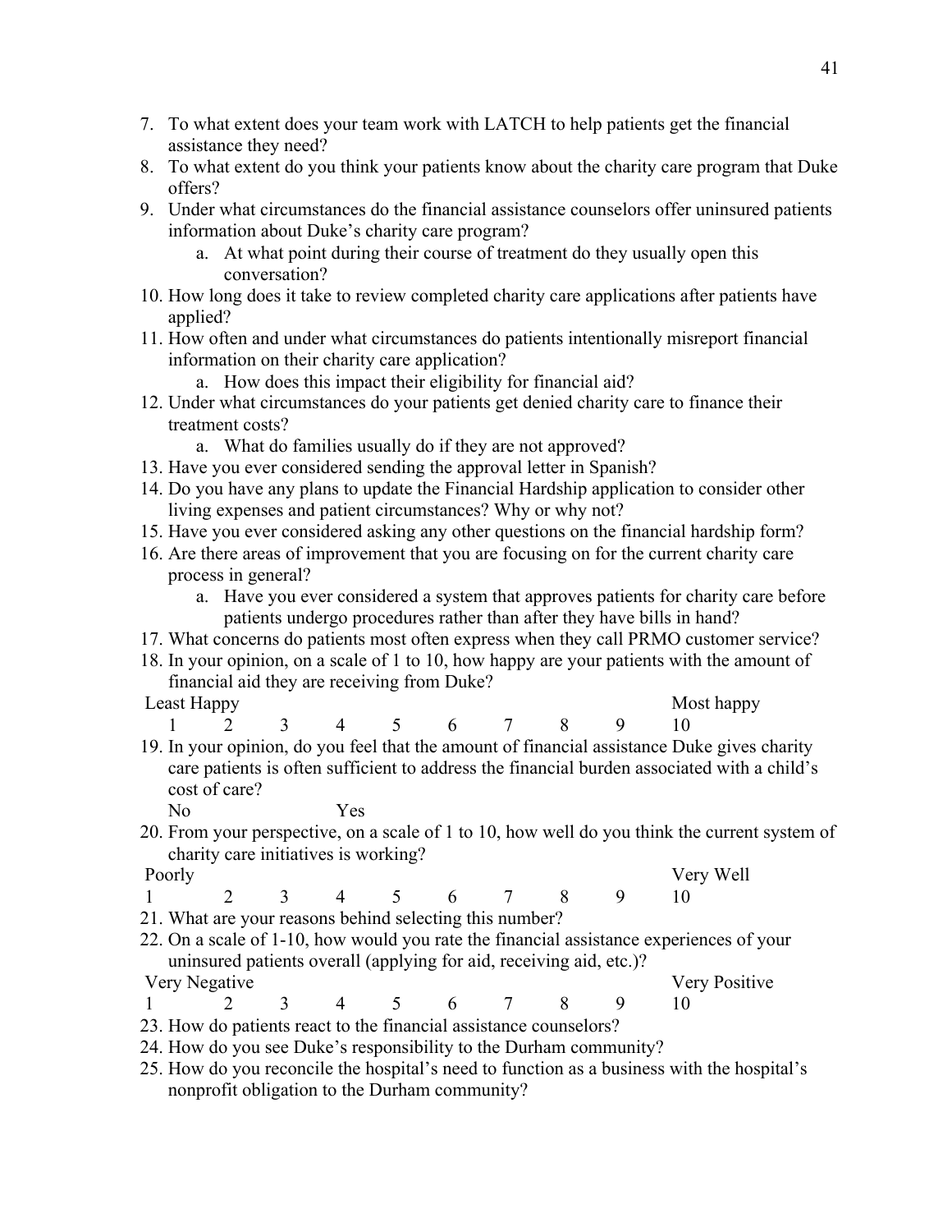7. To what extent does your team work with LATCH to help patients get the financial assistance they need?
8. To what extent do you think your patients know about the charity care program that Duke offers?
9. Under what circumstances do the financial assistance counselors offer uninsured patients information about Duke's charity care program?
    a. At what point during their course of treatment do they usually open this conversation?
10. How long does it take to review completed charity care applications after patients have applied?
11. How often and under what circumstances do patients intentionally misreport financial information on their charity care application?
    a. How does this impact their eligibility for financial aid?
12. Under what circumstances do your patients get denied charity care to finance their treatment costs?
    a. What do families usually do if they are not approved?
13. Have you ever considered sending the approval letter in Spanish?
14. Do you have any plans to update the Financial Hardship application to consider other living expenses and patient circumstances? Why or why not?
15. Have you ever considered asking any other questions on the financial hardship form?
16. Are there areas of improvement that you are focusing on for the current charity care process in general?
    a. Have you ever considered a system that approves patients for charity care before patients undergo procedures rather than after they have bills in hand?
17. What concerns do patients most often express when they call PRMO customer service?
18. In your opinion, on a scale of 1 to 10, how happy are your patients with the amount of financial aid they are receiving from Duke?

| Least Happy | | | | | | | | | Most happy |
|---|---|---|---|---|---|---|---|---|---|
| 1 | 2 | 3 | 4 | 5 | 6 | 7 | 8 | 9 | 10 |

19. In your opinion, do you feel that the amount of financial assistance Duke gives charity care patients is often sufficient to address the financial burden associated with a child's cost of care?

    No Yes

20. From your perspective, on a scale of 1 to 10, how well do you think the current system of charity care initiatives is working?

| Poorly | | | | | | | | | Very Well |
|---|---|---|---|---|---|---|---|---|---|
| 1 | 2 | 3 | 4 | 5 | 6 | 7 | 8 | 9 | 10 |

21. What are your reasons behind selecting this number?
22. On a scale of 1-10, how would you rate the financial assistance experiences of your uninsured patients overall (applying for aid, receiving aid, etc.)?

| Very Negative | | | | | | | | | Very Positive |
|---|---|---|---|---|---|---|---|---|---|
| 1 | 2 | 3 | 4 | 5 | 6 | 7 | 8 | 9 | 10 |

23. How do patients react to the financial assistance counselors?
24. How do you see Duke's responsibility to the Durham community?
25. How do you reconcile the hospital's need to function as a business with the hospital's nonprofit obligation to the Durham community?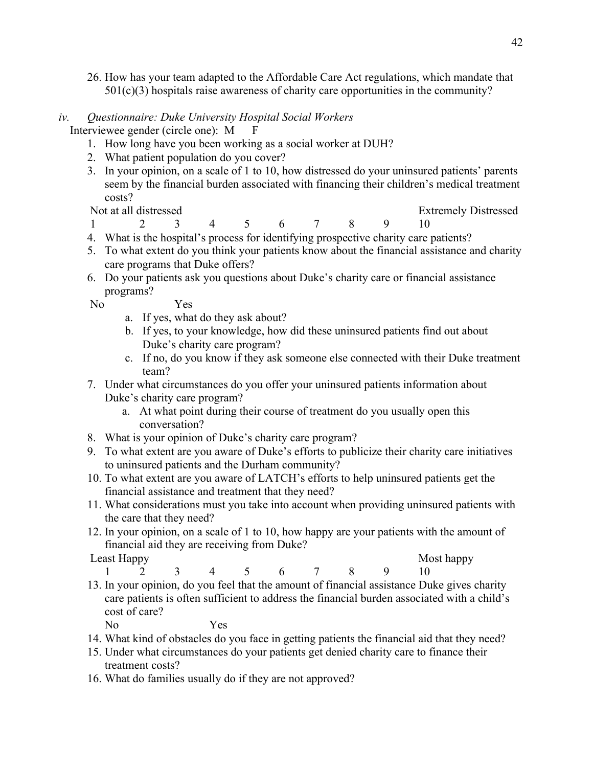26. How has your team adapted to the Affordable Care Act regulations, which mandate that 501(c)(3) hospitals raise awareness of charity care opportunities in the community?

### iv. *Questionnaire: Duke University Hospital Social Workers*

Interviewee gender (circle one): M F

1. How long have you been working as a social worker at DUH?
2. What patient population do you cover?
3. In your opinion, on a scale of 1 to 10, how distressed do your uninsured patients' parents seem by the financial burden associated with financing their children's medical treatment costs?

   Not at all distressed — Extremely Distressed

   1 2 3 4 5 6 7 8 9 10
4. What is the hospital's process for identifying prospective charity care patients?
5. To what extent do you think your patients know about the financial assistance and charity care programs that Duke offers?
6. Do your patients ask you questions about Duke's charity care or financial assistance programs?

   No Yes

   a. If yes, what do they ask about?

   b. If yes, to your knowledge, how did these uninsured patients find out about Duke's charity care program?

   c. If no, do you know if they ask someone else connected with their Duke treatment team?
7. Under what circumstances do you offer your uninsured patients information about Duke's charity care program?

   a. At what point during their course of treatment do you usually open this conversation?
8. What is your opinion of Duke's charity care program?
9. To what extent are you aware of Duke's efforts to publicize their charity care initiatives to uninsured patients and the Durham community?
10. To what extent are you aware of LATCH's efforts to help uninsured patients get the financial assistance and treatment that they need?
11. What considerations must you take into account when providing uninsured patients with the care that they need?
12. In your opinion, on a scale of 1 to 10, how happy are your patients with the amount of financial aid they are receiving from Duke?

    Least Happy — Most happy

    1 2 3 4 5 6 7 8 9 10
13. In your opinion, do you feel that the amount of financial assistance Duke gives charity care patients is often sufficient to address the financial burden associated with a child's cost of care?

    No Yes
14. What kind of obstacles do you face in getting patients the financial aid that they need?
15. Under what circumstances do your patients get denied charity care to finance their treatment costs?
16. What do families usually do if they are not approved?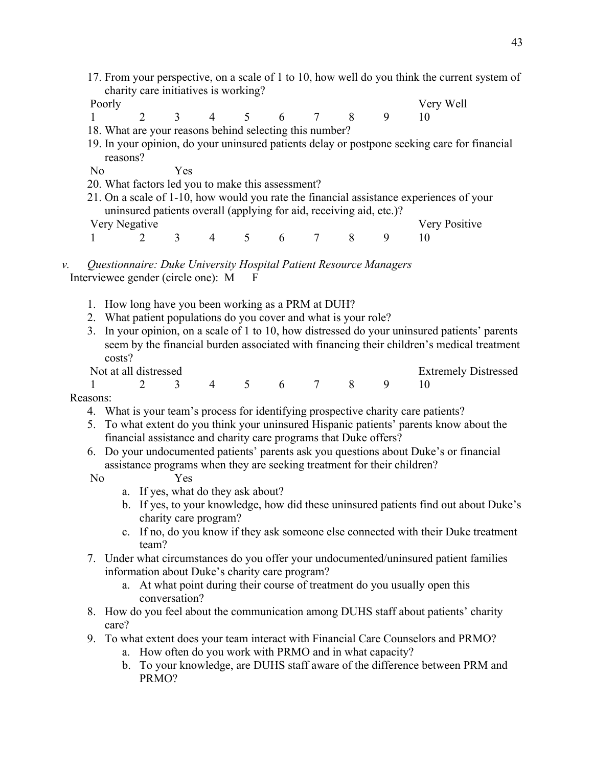17. From your perspective, on a scale of 1 to 10, how well do you think the current system of charity care initiatives is working?

| Poorly | | | | | | | | | Very Well |
|---|---|---|---|---|---|---|---|---|---|
| 1 | 2 | 3 | 4 | 5 | 6 | 7 | 8 | 9 | 10 |

18. What are your reasons behind selecting this number?
19. In your opinion, do your uninsured patients delay or postpone seeking care for financial reasons?

No Yes

20. What factors led you to make this assessment?
21. On a scale of 1-10, how would you rate the financial assistance experiences of your uninsured patients overall (applying for aid, receiving aid, etc.)?

| Very Negative | | | | | | | | | Very Positive |
|---|---|---|---|---|---|---|---|---|---|
| 1 | 2 | 3 | 4 | 5 | 6 | 7 | 8 | 9 | 10 |

*v. Questionnaire: Duke University Hospital Patient Resource Managers*

Interviewee gender (circle one): M F

1. How long have you been working as a PRM at DUH?
2. What patient populations do you cover and what is your role?
3. In your opinion, on a scale of 1 to 10, how distressed do your uninsured patients' parents seem by the financial burden associated with financing their children's medical treatment costs?

| Not at all distressed | | | | | | | | | Extremely Distressed |
|---|---|---|---|---|---|---|---|---|---|
| 1 | 2 | 3 | 4 | 5 | 6 | 7 | 8 | 9 | 10 |

Reasons:

4. What is your team's process for identifying prospective charity care patients?
5. To what extent do you think your uninsured Hispanic patients' parents know about the financial assistance and charity care programs that Duke offers?
6. Do your undocumented patients' parents ask you questions about Duke's or financial assistance programs when they are seeking treatment for their children?

   No Yes

   a. If yes, what do they ask about?
   b. If yes, to your knowledge, how did these uninsured patients find out about Duke's charity care program?
   c. If no, do you know if they ask someone else connected with their Duke treatment team?
7. Under what circumstances do you offer your undocumented/uninsured patient families information about Duke's charity care program?
   a. At what point during their course of treatment do you usually open this conversation?
8. How do you feel about the communication among DUHS staff about patients' charity care?
9. To what extent does your team interact with Financial Care Counselors and PRMO?
   a. How often do you work with PRMO and in what capacity?
   b. To your knowledge, are DUHS staff aware of the difference between PRM and PRMO?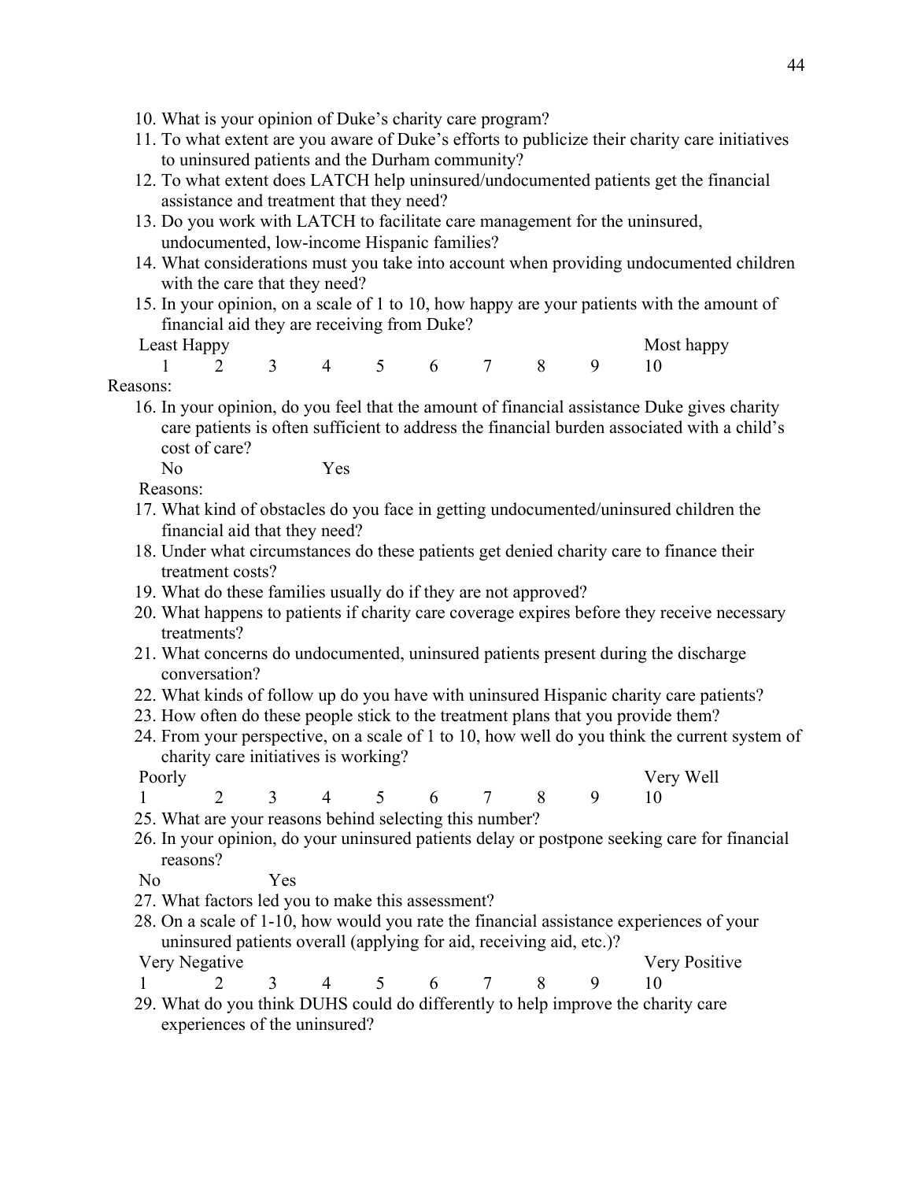10. What is your opinion of Duke's charity care program?
11. To what extent are you aware of Duke's efforts to publicize their charity care initiatives to uninsured patients and the Durham community?
12. To what extent does LATCH help uninsured/undocumented patients get the financial assistance and treatment that they need?
13. Do you work with LATCH to facilitate care management for the uninsured, undocumented, low-income Hispanic families?
14. What considerations must you take into account when providing undocumented children with the care that they need?
15. In your opinion, on a scale of 1 to 10, how happy are your patients with the amount of financial aid they are receiving from Duke?

| Least Happy | | | | | | | | | Most happy |
|---|---|---|---|---|---|---|---|---|---|
| 1 | 2 | 3 | 4 | 5 | 6 | 7 | 8 | 9 | 10 |

Reasons:

16. In your opinion, do you feel that the amount of financial assistance Duke gives charity care patients is often sufficient to address the financial burden associated with a child's cost of care?

    No Yes

    Reasons:

17. What kind of obstacles do you face in getting undocumented/uninsured children the financial aid that they need?
18. Under what circumstances do these patients get denied charity care to finance their treatment costs?
19. What do these families usually do if they are not approved?
20. What happens to patients if charity care coverage expires before they receive necessary treatments?
21. What concerns do undocumented, uninsured patients present during the discharge conversation?
22. What kinds of follow up do you have with uninsured Hispanic charity care patients?
23. How often do these people stick to the treatment plans that you provide them?
24. From your perspective, on a scale of 1 to 10, how well do you think the current system of charity care initiatives is working?

| Poorly | | | | | | | | | Very Well |
|---|---|---|---|---|---|---|---|---|---|
| 1 | 2 | 3 | 4 | 5 | 6 | 7 | 8 | 9 | 10 |

25. What are your reasons behind selecting this number?
26. In your opinion, do your uninsured patients delay or postpone seeking care for financial reasons?

    No Yes

27. What factors led you to make this assessment?
28. On a scale of 1-10, how would you rate the financial assistance experiences of your uninsured patients overall (applying for aid, receiving aid, etc.)?

| Very Negative | | | | | | | | | Very Positive |
|---|---|---|---|---|---|---|---|---|---|
| 1 | 2 | 3 | 4 | 5 | 6 | 7 | 8 | 9 | 10 |

29. What do you think DUHS could do differently to help improve the charity care experiences of the uninsured?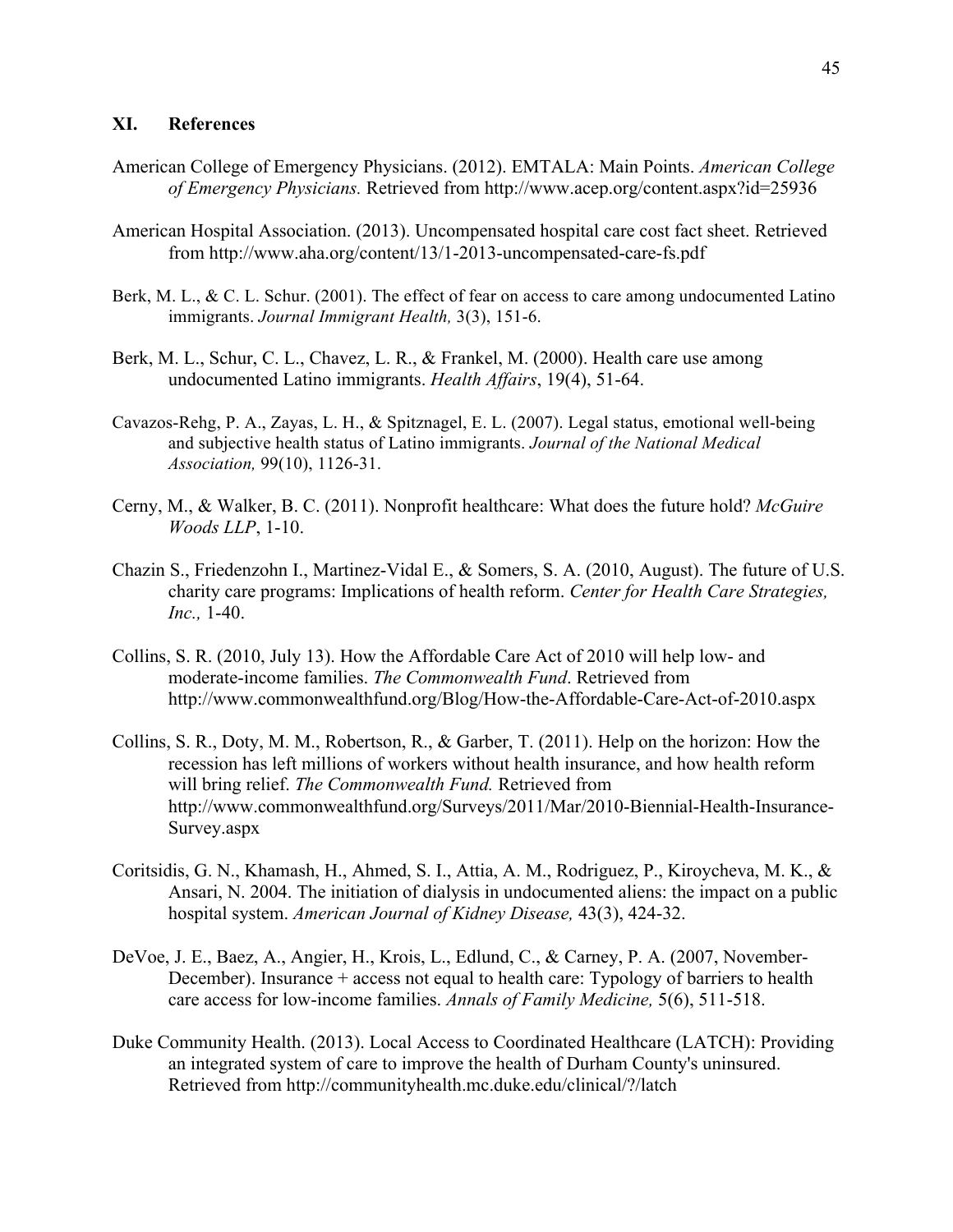## XI. References

American College of Emergency Physicians. (2012). EMTALA: Main Points. *American College of Emergency Physicians.* Retrieved from http://www.acep.org/content.aspx?id=25936

American Hospital Association. (2013). Uncompensated hospital care cost fact sheet. Retrieved from http://www.aha.org/content/13/1-2013-uncompensated-care-fs.pdf

Berk, M. L., & C. L. Schur. (2001). The effect of fear on access to care among undocumented Latino immigrants. *Journal Immigrant Health,* 3(3), 151-6.

Berk, M. L., Schur, C. L., Chavez, L. R., & Frankel, M. (2000). Health care use among undocumented Latino immigrants. *Health Affairs*, 19(4), 51-64.

Cavazos-Rehg, P. A., Zayas, L. H., & Spitznagel, E. L. (2007). Legal status, emotional well-being and subjective health status of Latino immigrants. *Journal of the National Medical Association,* 99(10), 1126-31.

Cerny, M., & Walker, B. C. (2011). Nonprofit healthcare: What does the future hold? *McGuire Woods LLP*, 1-10.

Chazin S., Friedenzohn I., Martinez-Vidal E., & Somers, S. A. (2010, August). The future of U.S. charity care programs: Implications of health reform. *Center for Health Care Strategies, Inc.,* 1-40.

Collins, S. R. (2010, July 13). How the Affordable Care Act of 2010 will help low- and moderate-income families. *The Commonwealth Fund*. Retrieved from http://www.commonwealthfund.org/Blog/How-the-Affordable-Care-Act-of-2010.aspx

Collins, S. R., Doty, M. M., Robertson, R., & Garber, T. (2011). Help on the horizon: How the recession has left millions of workers without health insurance, and how health reform will bring relief. *The Commonwealth Fund.* Retrieved from http://www.commonwealthfund.org/Surveys/2011/Mar/2010-Biennial-Health-Insurance-Survey.aspx

Coritsidis, G. N., Khamash, H., Ahmed, S. I., Attia, A. M., Rodriguez, P., Kiroycheva, M. K., & Ansari, N. 2004. The initiation of dialysis in undocumented aliens: the impact on a public hospital system. *American Journal of Kidney Disease,* 43(3), 424-32.

DeVoe, J. E., Baez, A., Angier, H., Krois, L., Edlund, C., & Carney, P. A. (2007, November-December). Insurance + access not equal to health care: Typology of barriers to health care access for low-income families. *Annals of Family Medicine,* 5(6), 511-518.

Duke Community Health. (2013). Local Access to Coordinated Healthcare (LATCH): Providing an integrated system of care to improve the health of Durham County's uninsured. Retrieved from http://communityhealth.mc.duke.edu/clinical/?/latch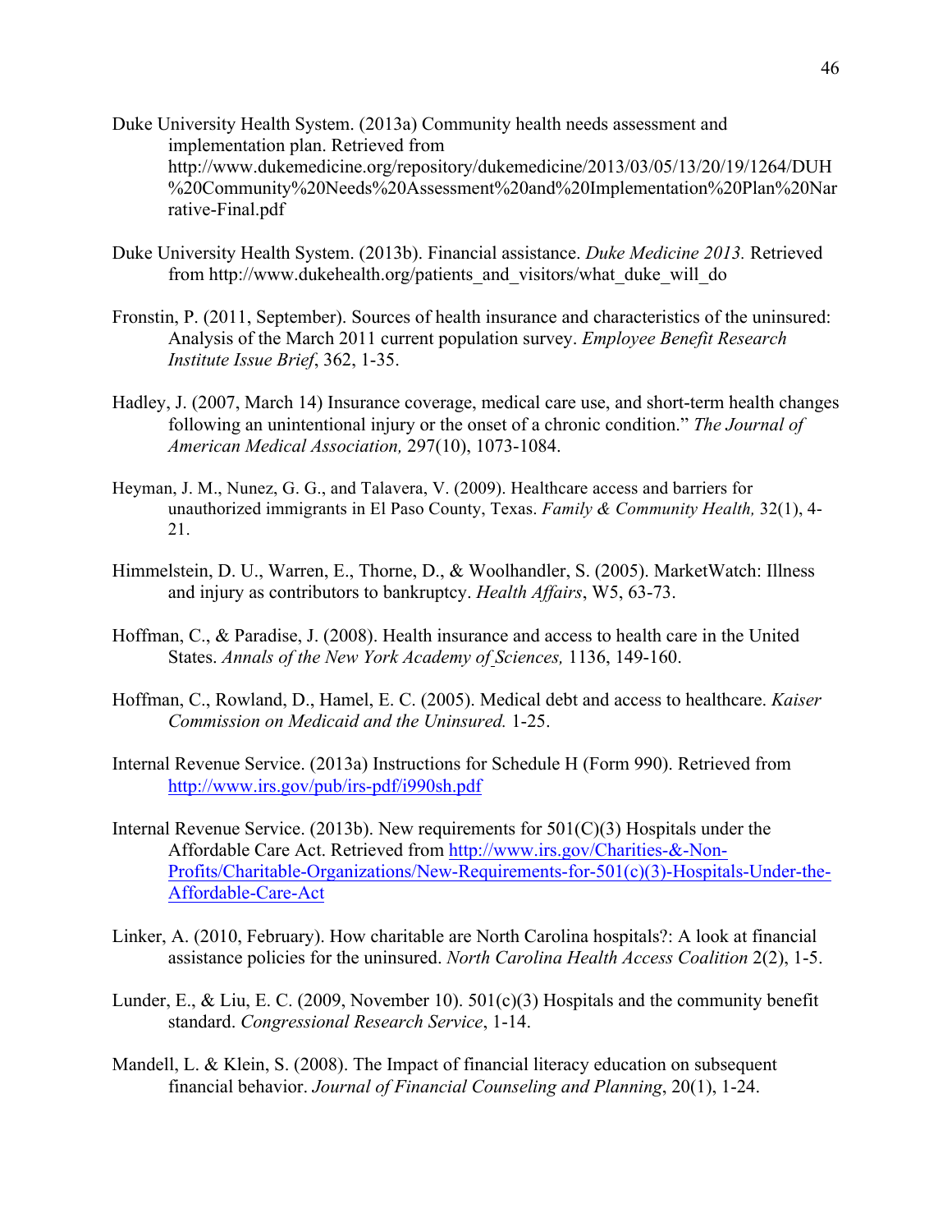Duke University Health System. (2013a) Community health needs assessment and implementation plan. Retrieved from http://www.dukemedicine.org/repository/dukemedicine/2013/03/05/13/20/19/1264/DUH%20Community%20Needs%20Assessment%20and%20Implementation%20Plan%20Narrative-Final.pdf

Duke University Health System. (2013b). Financial assistance. *Duke Medicine 2013.* Retrieved from http://www.dukehealth.org/patients_and_visitors/what_duke_will_do

Fronstin, P. (2011, September). Sources of health insurance and characteristics of the uninsured: Analysis of the March 2011 current population survey. *Employee Benefit Research Institute Issue Brief*, 362, 1-35.

Hadley, J. (2007, March 14) Insurance coverage, medical care use, and short-term health changes following an unintentional injury or the onset of a chronic condition." *The Journal of American Medical Association,* 297(10), 1073-1084.

Heyman, J. M., Nunez, G. G., and Talavera, V. (2009). Healthcare access and barriers for unauthorized immigrants in El Paso County, Texas. *Family & Community Health,* 32(1), 4-21.

Himmelstein, D. U., Warren, E., Thorne, D., & Woolhandler, S. (2005). MarketWatch: Illness and injury as contributors to bankruptcy. *Health Affairs*, W5, 63-73.

Hoffman, C., & Paradise, J. (2008). Health insurance and access to health care in the United States. *Annals of the New York Academy of Sciences,* 1136, 149-160.

Hoffman, C., Rowland, D., Hamel, E. C. (2005). Medical debt and access to healthcare. *Kaiser Commission on Medicaid and the Uninsured.* 1-25.

Internal Revenue Service. (2013a) Instructions for Schedule H (Form 990). Retrieved from http://www.irs.gov/pub/irs-pdf/i990sh.pdf

Internal Revenue Service. (2013b). New requirements for 501(C)(3) Hospitals under the Affordable Care Act. Retrieved from http://www.irs.gov/Charities-&-Non-Profits/Charitable-Organizations/New-Requirements-for-501(c)(3)-Hospitals-Under-the-Affordable-Care-Act

Linker, A. (2010, February). How charitable are North Carolina hospitals?: A look at financial assistance policies for the uninsured. *North Carolina Health Access Coalition* 2(2), 1-5.

Lunder, E., & Liu, E. C. (2009, November 10). 501(c)(3) Hospitals and the community benefit standard. *Congressional Research Service*, 1-14.

Mandell, L. & Klein, S. (2008). The Impact of financial literacy education on subsequent financial behavior. *Journal of Financial Counseling and Planning*, 20(1), 1-24.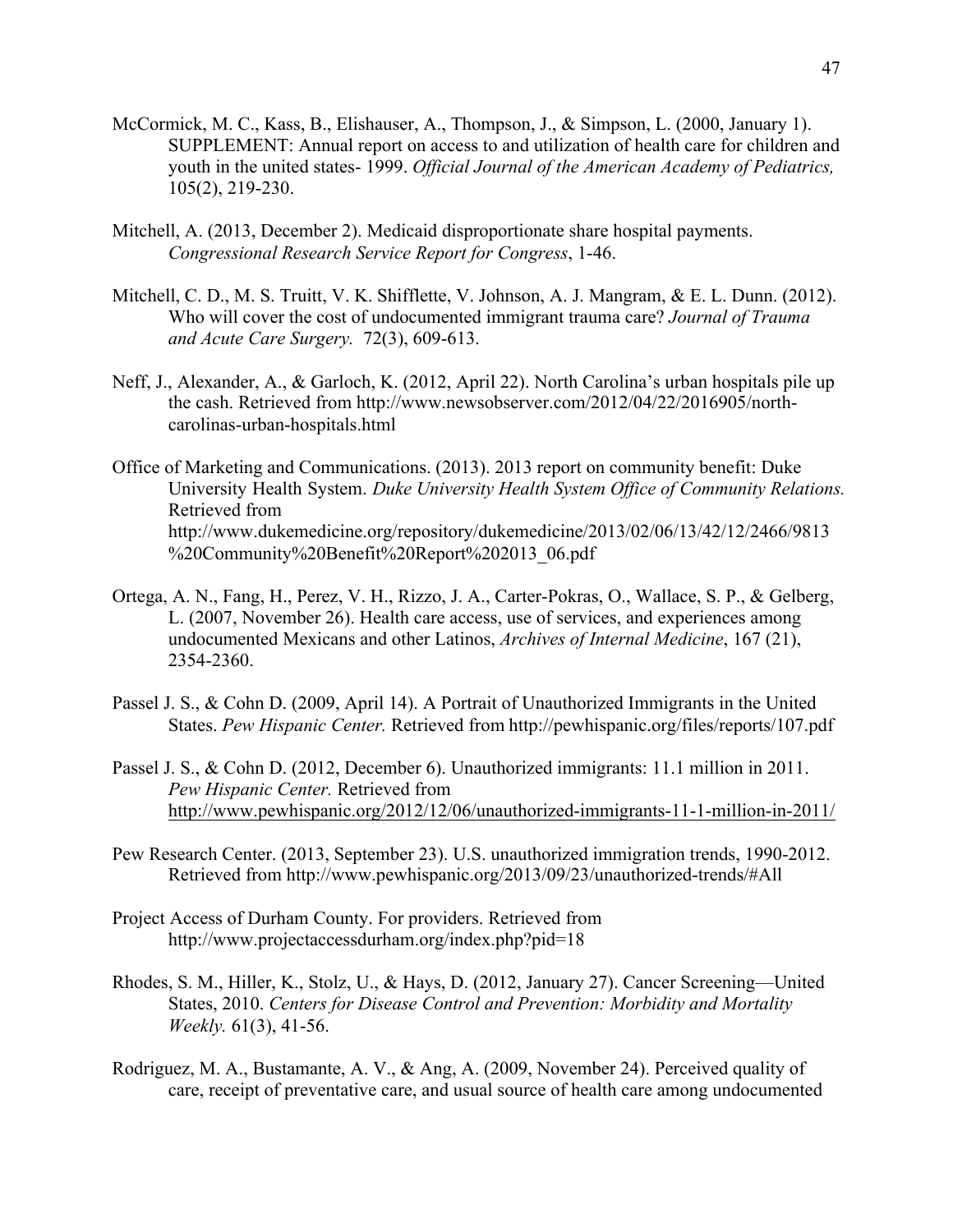McCormick, M. C., Kass, B., Elishauser, A., Thompson, J., & Simpson, L. (2000, January 1). SUPPLEMENT: Annual report on access to and utilization of health care for children and youth in the united states- 1999. *Official Journal of the American Academy of Pediatrics,* 105(2), 219-230.

Mitchell, A. (2013, December 2). Medicaid disproportionate share hospital payments. *Congressional Research Service Report for Congress*, 1-46.

Mitchell, C. D., M. S. Truitt, V. K. Shifflette, V. Johnson, A. J. Mangram, & E. L. Dunn. (2012). Who will cover the cost of undocumented immigrant trauma care? *Journal of Trauma and Acute Care Surgery.* 72(3), 609-613.

Neff, J., Alexander, A., & Garloch, K. (2012, April 22). North Carolina's urban hospitals pile up the cash. Retrieved from http://www.newsobserver.com/2012/04/22/2016905/north-carolinas-urban-hospitals.html

Office of Marketing and Communications. (2013). 2013 report on community benefit: Duke University Health System. *Duke University Health System Office of Community Relations.* Retrieved from http://www.dukemedicine.org/repository/dukemedicine/2013/02/06/13/42/12/2466/9813%20Community%20Benefit%20Report%202013_06.pdf

Ortega, A. N., Fang, H., Perez, V. H., Rizzo, J. A., Carter-Pokras, O., Wallace, S. P., & Gelberg, L. (2007, November 26). Health care access, use of services, and experiences among undocumented Mexicans and other Latinos, *Archives of Internal Medicine*, 167 (21), 2354-2360.

Passel J. S., & Cohn D. (2009, April 14). A Portrait of Unauthorized Immigrants in the United States. *Pew Hispanic Center.* Retrieved from http://pewhispanic.org/files/reports/107.pdf

Passel J. S., & Cohn D. (2012, December 6). Unauthorized immigrants: 11.1 million in 2011. *Pew Hispanic Center.* Retrieved from http://www.pewhispanic.org/2012/12/06/unauthorized-immigrants-11-1-million-in-2011/

Pew Research Center. (2013, September 23). U.S. unauthorized immigration trends, 1990-2012. Retrieved from http://www.pewhispanic.org/2013/09/23/unauthorized-trends/#All

Project Access of Durham County. For providers. Retrieved from http://www.projectaccessdurham.org/index.php?pid=18

Rhodes, S. M., Hiller, K., Stolz, U., & Hays, D. (2012, January 27). Cancer Screening—United States, 2010. *Centers for Disease Control and Prevention: Morbidity and Mortality Weekly.* 61(3), 41-56.

Rodriguez, M. A., Bustamante, A. V., & Ang, A. (2009, November 24). Perceived quality of care, receipt of preventative care, and usual source of health care among undocumented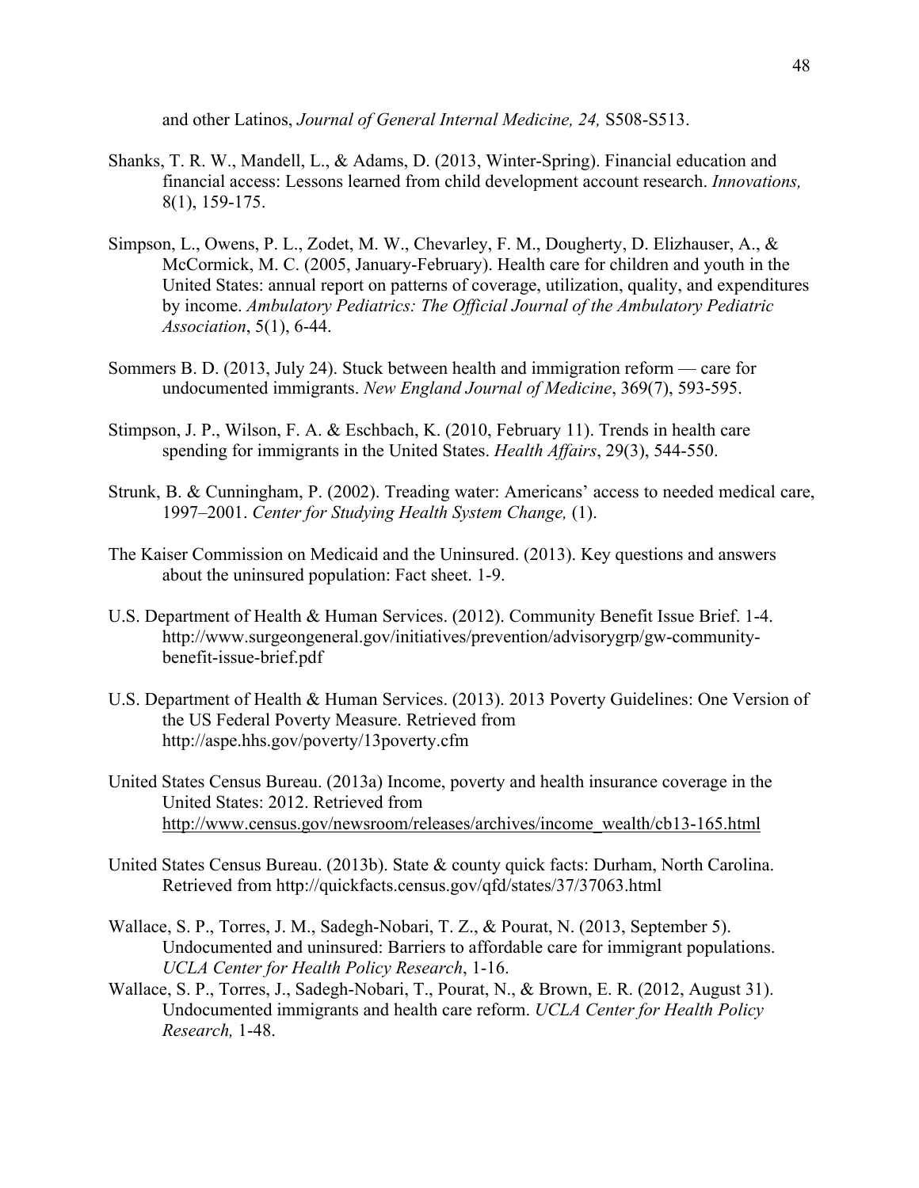and other Latinos, *Journal of General Internal Medicine, 24,* S508-S513.

Shanks, T. R. W., Mandell, L., & Adams, D. (2013, Winter-Spring). Financial education and financial access: Lessons learned from child development account research. *Innovations,* 8(1), 159-175.

Simpson, L., Owens, P. L., Zodet, M. W., Chevarley, F. M., Dougherty, D. Elizhauser, A., & McCormick, M. C. (2005, January-February). Health care for children and youth in the United States: annual report on patterns of coverage, utilization, quality, and expenditures by income. *Ambulatory Pediatrics: The Official Journal of the Ambulatory Pediatric Association*, 5(1), 6-44.

Sommers B. D. (2013, July 24). Stuck between health and immigration reform — care for undocumented immigrants. *New England Journal of Medicine*, 369(7), 593-595.

Stimpson, J. P., Wilson, F. A. & Eschbach, K. (2010, February 11). Trends in health care spending for immigrants in the United States. *Health Affairs*, 29(3), 544-550.

Strunk, B. & Cunningham, P. (2002). Treading water: Americans' access to needed medical care, 1997–2001. *Center for Studying Health System Change,* (1).

The Kaiser Commission on Medicaid and the Uninsured. (2013). Key questions and answers about the uninsured population: Fact sheet. 1-9.

U.S. Department of Health & Human Services. (2012). Community Benefit Issue Brief. 1-4. http://www.surgeongeneral.gov/initiatives/prevention/advisorygrp/gw-community-benefit-issue-brief.pdf

U.S. Department of Health & Human Services. (2013). 2013 Poverty Guidelines: One Version of the US Federal Poverty Measure. Retrieved from http://aspe.hhs.gov/poverty/13poverty.cfm

United States Census Bureau. (2013a) Income, poverty and health insurance coverage in the United States: 2012. Retrieved from http://www.census.gov/newsroom/releases/archives/income_wealth/cb13-165.html

United States Census Bureau. (2013b). State & county quick facts: Durham, North Carolina. Retrieved from http://quickfacts.census.gov/qfd/states/37/37063.html

Wallace, S. P., Torres, J. M., Sadegh-Nobari, T. Z., & Pourat, N. (2013, September 5). Undocumented and uninsured: Barriers to affordable care for immigrant populations. *UCLA Center for Health Policy Research*, 1-16.

Wallace, S. P., Torres, J., Sadegh-Nobari, T., Pourat, N., & Brown, E. R. (2012, August 31). Undocumented immigrants and health care reform. *UCLA Center for Health Policy Research,* 1-48.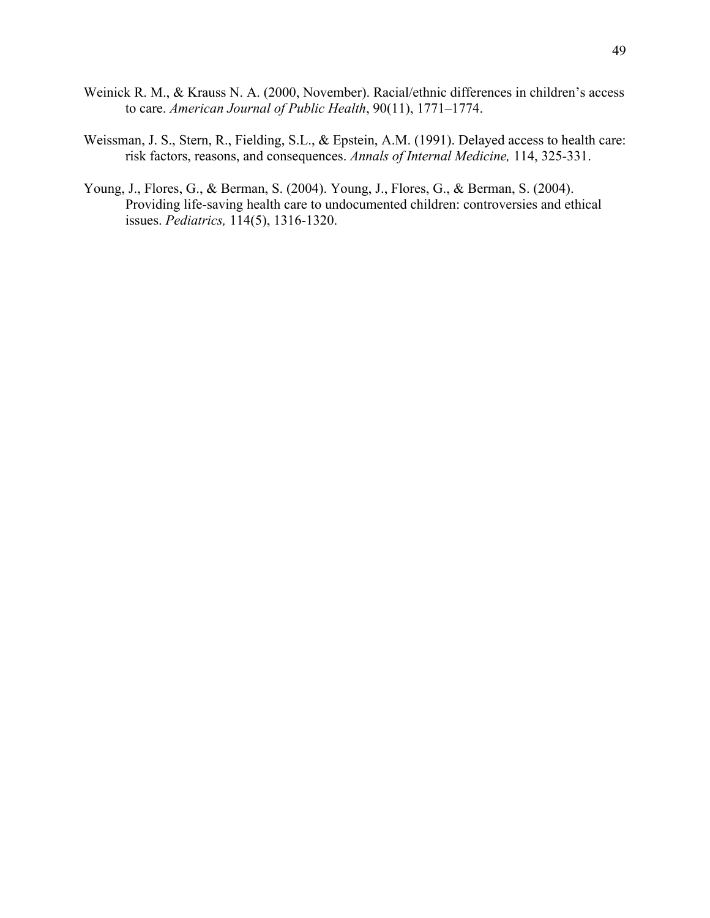Weinick R. M., & Krauss N. A. (2000, November). Racial/ethnic differences in children's access to care. *American Journal of Public Health*, 90(11), 1771–1774.

Weissman, J. S., Stern, R., Fielding, S.L., & Epstein, A.M. (1991). Delayed access to health care: risk factors, reasons, and consequences. *Annals of Internal Medicine,* 114, 325-331.

Young, J., Flores, G., & Berman, S. (2004). Young, J., Flores, G., & Berman, S. (2004). Providing life-saving health care to undocumented children: controversies and ethical issues. *Pediatrics,* 114(5), 1316-1320.